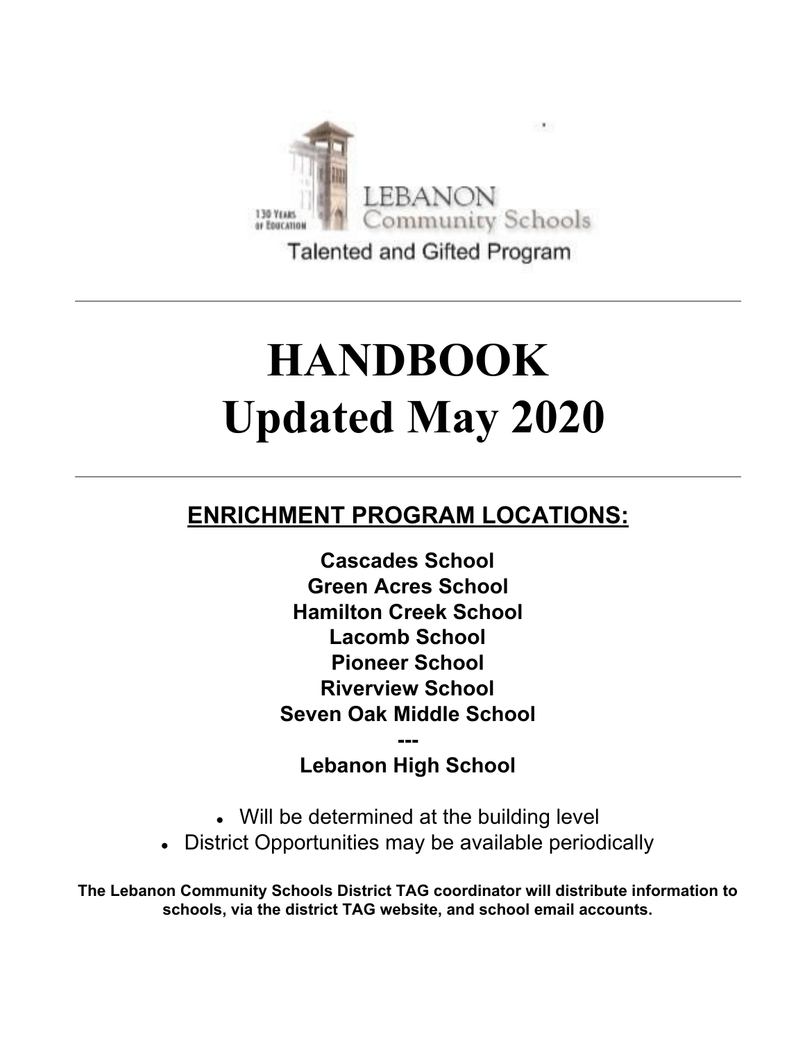LEBANON Community Schools

Talented and Gifted Program

---

# HANDBOOK
# Updated May 2020

---

## ENRICHMENT PROGRAM LOCATIONS:

**Cascades School**
**Green Acres School**
**Hamilton Creek School**
**Lacomb School**
**Pioneer School**
**Riverview School**
**Seven Oak Middle School**
**---**
**Lebanon High School**

- Will be determined at the building level
- District Opportunities may be available periodically

**The Lebanon Community Schools District TAG coordinator will distribute information to schools, via the district TAG website, and school email accounts.**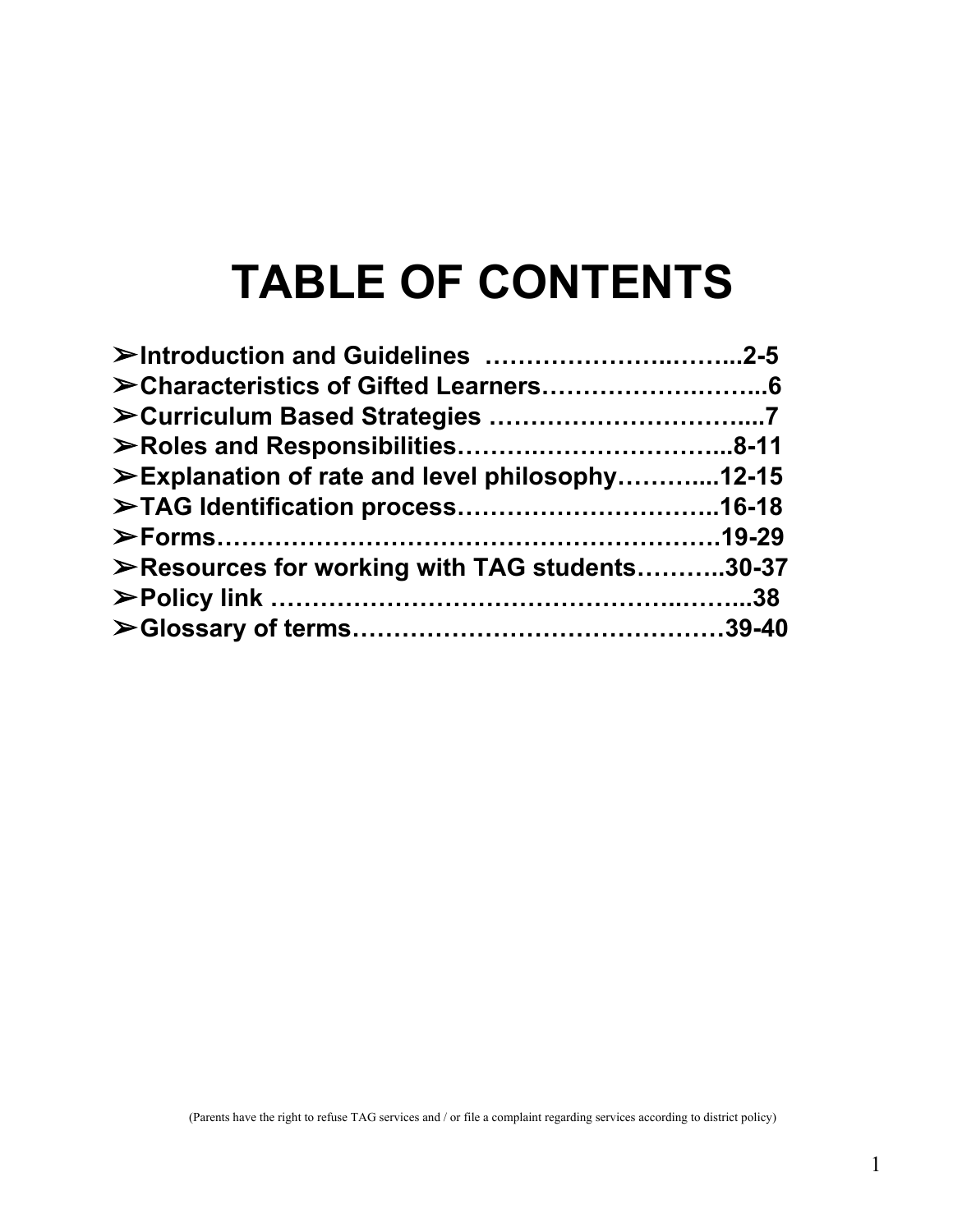# TABLE OF CONTENTS

- ➢Introduction and Guidelines ………………..……...2-5
- ➢Characteristics of Gifted Learners…………….……...6
- ➢Curriculum Based Strategies …………………………....7
- ➢Roles and Responsibilities…….…………………...8-11
- ➢Explanation of rate and level philosophy………....12-15
- ➢TAG Identification process…………………………..16-18
- ➢Forms…………………………………………………19-29
- ➢Resources for working with TAG students………..30-37
- ➢Policy link ……………………………………..……...38
- ➢Glossary of terms……………………………………39-40

(Parents have the right to refuse TAG services and / or file a complaint regarding services according to district policy)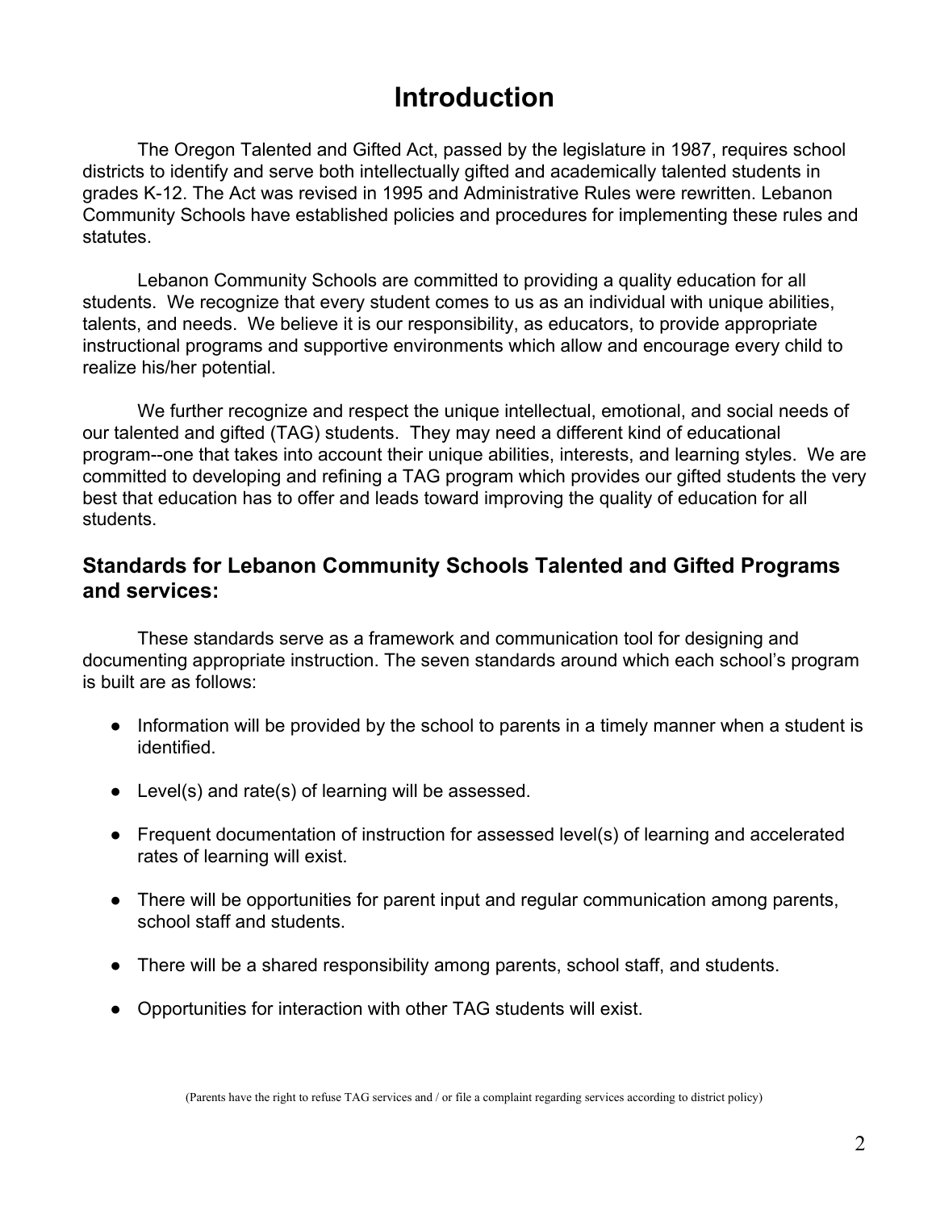# Introduction

The Oregon Talented and Gifted Act, passed by the legislature in 1987, requires school districts to identify and serve both intellectually gifted and academically talented students in grades K-12. The Act was revised in 1995 and Administrative Rules were rewritten. Lebanon Community Schools have established policies and procedures for implementing these rules and statutes.

Lebanon Community Schools are committed to providing a quality education for all students. We recognize that every student comes to us as an individual with unique abilities, talents, and needs. We believe it is our responsibility, as educators, to provide appropriate instructional programs and supportive environments which allow and encourage every child to realize his/her potential.

We further recognize and respect the unique intellectual, emotional, and social needs of our talented and gifted (TAG) students. They may need a different kind of educational program--one that takes into account their unique abilities, interests, and learning styles. We are committed to developing and refining a TAG program which provides our gifted students the very best that education has to offer and leads toward improving the quality of education for all students.

## Standards for Lebanon Community Schools Talented and Gifted Programs and services:

These standards serve as a framework and communication tool for designing and documenting appropriate instruction. The seven standards around which each school's program is built are as follows:

- Information will be provided by the school to parents in a timely manner when a student is identified.
- Level(s) and rate(s) of learning will be assessed.
- Frequent documentation of instruction for assessed level(s) of learning and accelerated rates of learning will exist.
- There will be opportunities for parent input and regular communication among parents, school staff and students.
- There will be a shared responsibility among parents, school staff, and students.
- Opportunities for interaction with other TAG students will exist.

(Parents have the right to refuse TAG services and / or file a complaint regarding services according to district policy)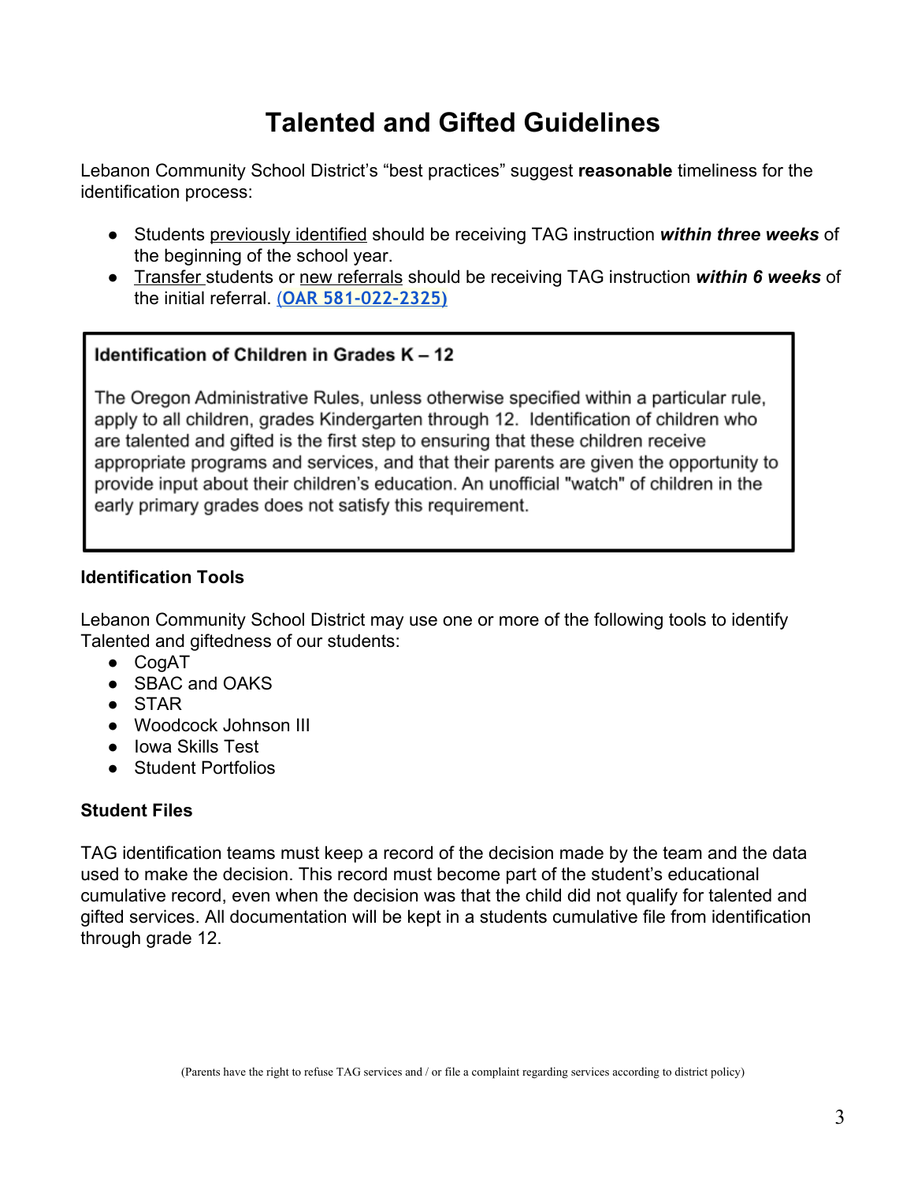# Talented and Gifted Guidelines

Lebanon Community School District's "best practices" suggest **reasonable** timeliness for the identification process:

- Students previously identified should be receiving TAG instruction ***within three weeks*** of the beginning of the school year.
- Transfer students or new referrals should be receiving TAG instruction ***within 6 weeks*** of the initial referral. (OAR 581-022-2325)

> **Identification of Children in Grades K – 12**
>
> The Oregon Administrative Rules, unless otherwise specified within a particular rule, apply to all children, grades Kindergarten through 12. Identification of children who are talented and gifted is the first step to ensuring that these children receive appropriate programs and services, and that their parents are given the opportunity to provide input about their children's education. An unofficial "watch" of children in the early primary grades does not satisfy this requirement.

### Identification Tools

Lebanon Community School District may use one or more of the following tools to identify Talented and giftedness of our students:

- CogAT
- SBAC and OAKS
- STAR
- Woodcock Johnson III
- Iowa Skills Test
- Student Portfolios

### Student Files

TAG identification teams must keep a record of the decision made by the team and the data used to make the decision. This record must become part of the student's educational cumulative record, even when the decision was that the child did not qualify for talented and gifted services. All documentation will be kept in a students cumulative file from identification through grade 12.

(Parents have the right to refuse TAG services and / or file a complaint regarding services according to district policy)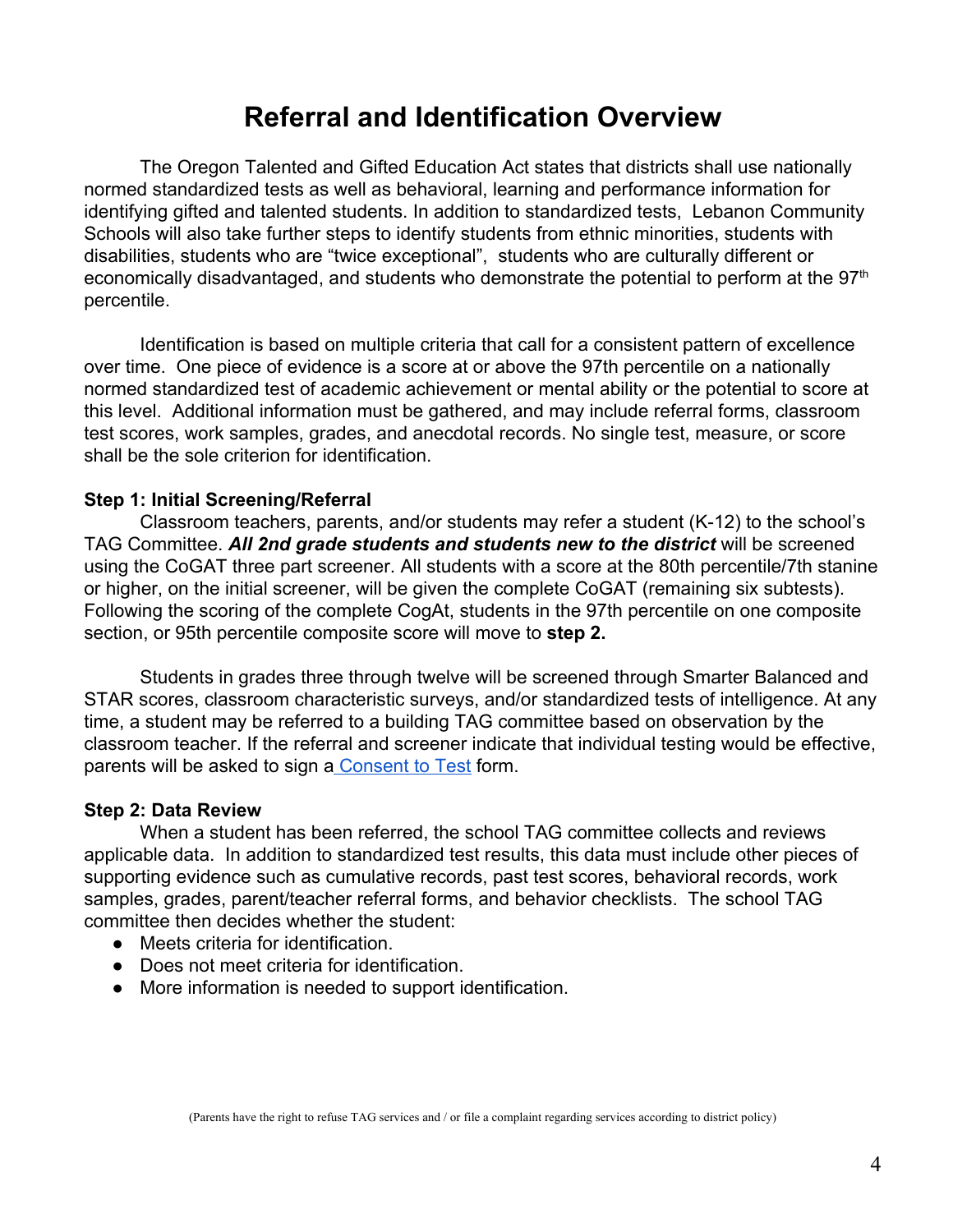# Referral and Identification Overview

The Oregon Talented and Gifted Education Act states that districts shall use nationally normed standardized tests as well as behavioral, learning and performance information for identifying gifted and talented students. In addition to standardized tests, Lebanon Community Schools will also take further steps to identify students from ethnic minorities, students with disabilities, students who are "twice exceptional", students who are culturally different or economically disadvantaged, and students who demonstrate the potential to perform at the 97th percentile.

Identification is based on multiple criteria that call for a consistent pattern of excellence over time. One piece of evidence is a score at or above the 97th percentile on a nationally normed standardized test of academic achievement or mental ability or the potential to score at this level. Additional information must be gathered, and may include referral forms, classroom test scores, work samples, grades, and anecdotal records. No single test, measure, or score shall be the sole criterion for identification.

**Step 1: Initial Screening/Referral**

Classroom teachers, parents, and/or students may refer a student (K-12) to the school's TAG Committee. ***All 2nd grade students and students new to the district*** will be screened using the CoGAT three part screener. All students with a score at the 80th percentile/7th stanine or higher, on the initial screener, will be given the complete CoGAT (remaining six subtests). Following the scoring of the complete CogAt, students in the 97th percentile on one composite section, or 95th percentile composite score will move to **step 2.**

Students in grades three through twelve will be screened through Smarter Balanced and STAR scores, classroom characteristic surveys, and/or standardized tests of intelligence. At any time, a student may be referred to a building TAG committee based on observation by the classroom teacher. If the referral and screener indicate that individual testing would be effective, parents will be asked to sign a Consent to Test form.

**Step 2: Data Review**

When a student has been referred, the school TAG committee collects and reviews applicable data. In addition to standardized test results, this data must include other pieces of supporting evidence such as cumulative records, past test scores, behavioral records, work samples, grades, parent/teacher referral forms, and behavior checklists. The school TAG committee then decides whether the student:

- Meets criteria for identification.
- Does not meet criteria for identification.
- More information is needed to support identification.

(Parents have the right to refuse TAG services and / or file a complaint regarding services according to district policy)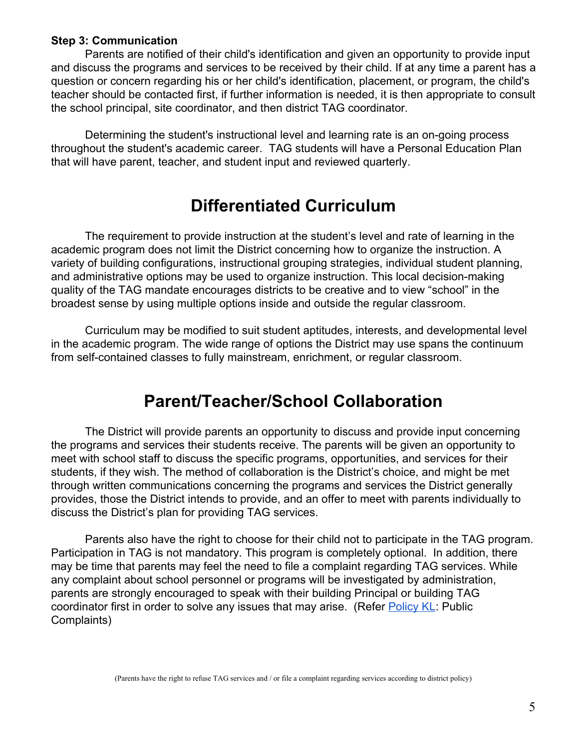**Step 3: Communication**

Parents are notified of their child's identification and given an opportunity to provide input and discuss the programs and services to be received by their child. If at any time a parent has a question or concern regarding his or her child's identification, placement, or program, the child's teacher should be contacted first, if further information is needed, it is then appropriate to consult the school principal, site coordinator, and then district TAG coordinator.

Determining the student's instructional level and learning rate is an on-going process throughout the student's academic career. TAG students will have a Personal Education Plan that will have parent, teacher, and student input and reviewed quarterly.

# Differentiated Curriculum

The requirement to provide instruction at the student's level and rate of learning in the academic program does not limit the District concerning how to organize the instruction. A variety of building configurations, instructional grouping strategies, individual student planning, and administrative options may be used to organize instruction. This local decision-making quality of the TAG mandate encourages districts to be creative and to view "school" in the broadest sense by using multiple options inside and outside the regular classroom.

Curriculum may be modified to suit student aptitudes, interests, and developmental level in the academic program. The wide range of options the District may use spans the continuum from self-contained classes to fully mainstream, enrichment, or regular classroom.

# Parent/Teacher/School Collaboration

The District will provide parents an opportunity to discuss and provide input concerning the programs and services their students receive. The parents will be given an opportunity to meet with school staff to discuss the specific programs, opportunities, and services for their students, if they wish. The method of collaboration is the District's choice, and might be met through written communications concerning the programs and services the District generally provides, those the District intends to provide, and an offer to meet with parents individually to discuss the District's plan for providing TAG services.

Parents also have the right to choose for their child not to participate in the TAG program. Participation in TAG is not mandatory. This program is completely optional. In addition, there may be time that parents may feel the need to file a complaint regarding TAG services. While any complaint about school personnel or programs will be investigated by administration, parents are strongly encouraged to speak with their building Principal or building TAG coordinator first in order to solve any issues that may arise. (Refer Policy KL: Public Complaints)

(Parents have the right to refuse TAG services and / or file a complaint regarding services according to district policy)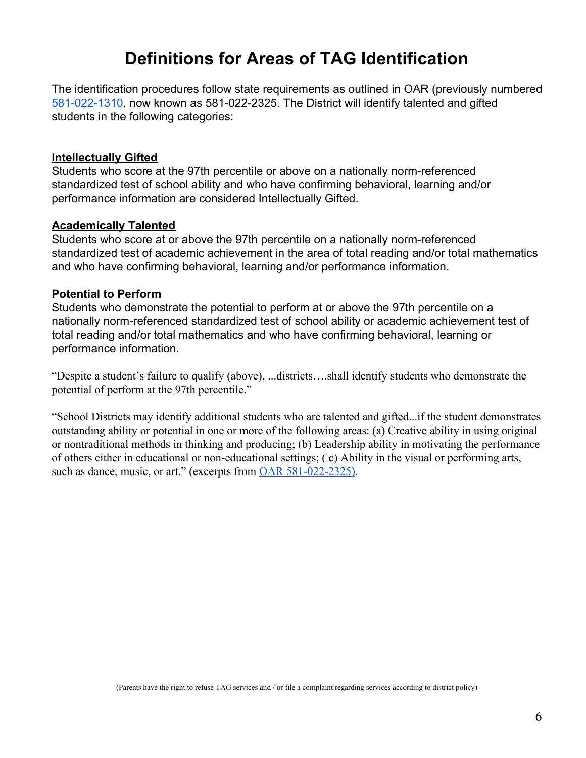# Definitions for Areas of TAG Identification

The identification procedures follow state requirements as outlined in OAR (previously numbered [581-022-1310](581-022-1310), now known as 581-022-2325. The District will identify talented and gifted students in the following categories:

**Intellectually Gifted**

Students who score at the 97th percentile or above on a nationally norm-referenced standardized test of school ability and who have confirming behavioral, learning and/or performance information are considered Intellectually Gifted.

**Academically Talented**

Students who score at or above the 97th percentile on a nationally norm-referenced standardized test of academic achievement in the area of total reading and/or total mathematics and who have confirming behavioral, learning and/or performance information.

**Potential to Perform**

Students who demonstrate the potential to perform at or above the 97th percentile on a nationally norm-referenced standardized test of school ability or academic achievement test of total reading and/or total mathematics and who have confirming behavioral, learning or performance information.

"Despite a student's failure to qualify (above), ...districts….shall identify students who demonstrate the potential of perform at the 97th percentile."

"School Districts may identify additional students who are talented and gifted...if the student demonstrates outstanding ability or potential in one or more of the following areas: (a) Creative ability in using original or nontraditional methods in thinking and producing; (b) Leadership ability in motivating the performance of others either in educational or non-educational settings; ( c) Ability in the visual or performing arts, such as dance, music, or art." (excerpts from OAR 581-022-2325).

(Parents have the right to refuse TAG services and / or file a complaint regarding services according to district policy)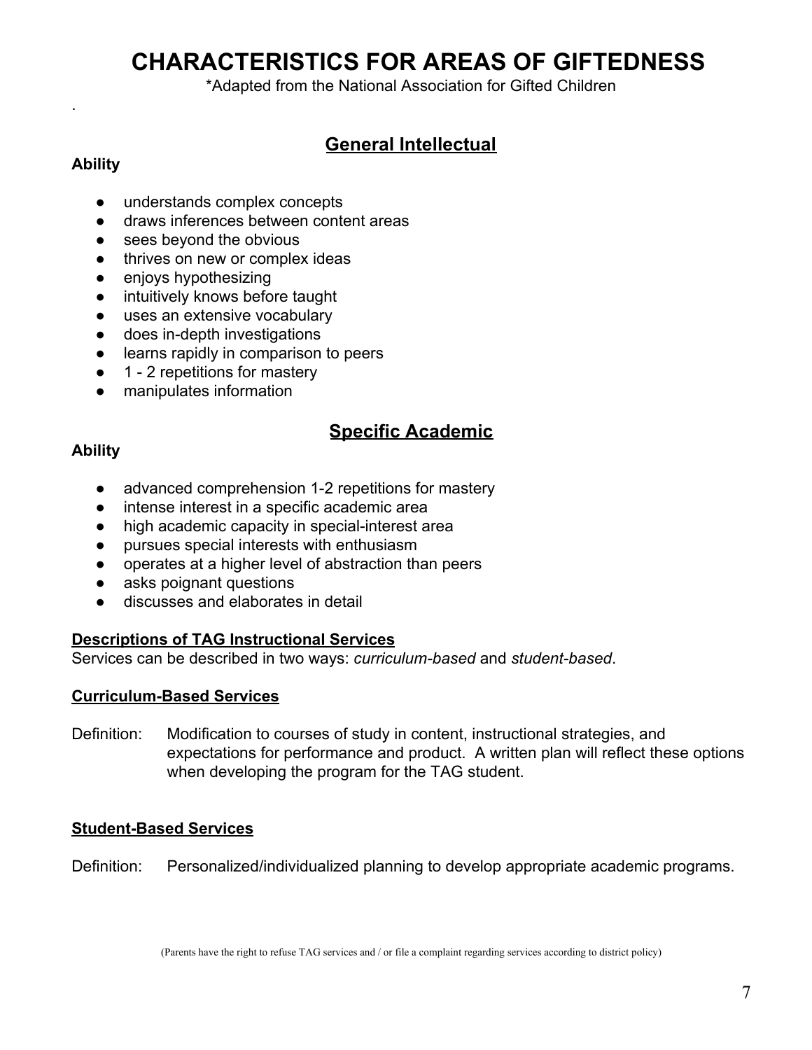# CHARACTERISTICS FOR AREAS OF GIFTEDNESS

*Adapted from the National Association for Gifted Children

.

## General Intellectual

**Ability**

- understands complex concepts
- draws inferences between content areas
- sees beyond the obvious
- thrives on new or complex ideas
- enjoys hypothesizing
- intuitively knows before taught
- uses an extensive vocabulary
- does in-depth investigations
- learns rapidly in comparison to peers
- 1 - 2 repetitions for mastery
- manipulates information

## Specific Academic

**Ability**

- advanced comprehension 1-2 repetitions for mastery
- intense interest in a specific academic area
- high academic capacity in special-interest area
- pursues special interests with enthusiasm
- operates at a higher level of abstraction than peers
- asks poignant questions
- discusses and elaborates in detail

**Descriptions of TAG Instructional Services**

Services can be described in two ways: *curriculum-based* and *student-based*.

**Curriculum-Based Services**

Definition: Modification to courses of study in content, instructional strategies, and expectations for performance and product. A written plan will reflect these options when developing the program for the TAG student.

**Student-Based Services**

Definition: Personalized/individualized planning to develop appropriate academic programs.

(Parents have the right to refuse TAG services and / or file a complaint regarding services according to district policy)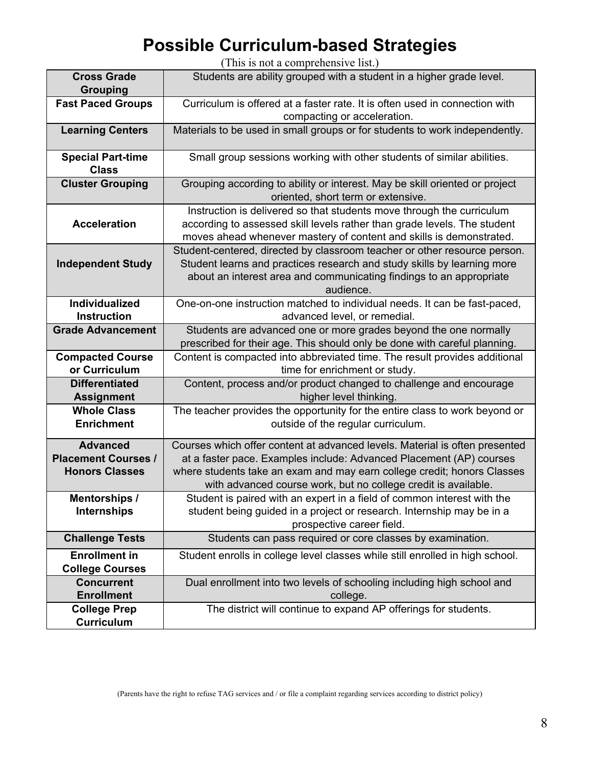# Possible Curriculum-based Strategies

(This is not a comprehensive list.)

| Strategy | Description |
|---|---|
| **Cross Grade Grouping** | Students are ability grouped with a student in a higher grade level. |
| **Fast Paced Groups** | Curriculum is offered at a faster rate. It is often used in connection with compacting or acceleration. |
| **Learning Centers** | Materials to be used in small groups or for students to work independently. |
| **Special Part-time Class** | Small group sessions working with other students of similar abilities. |
| **Cluster Grouping** | Grouping according to ability or interest. May be skill oriented or project oriented, short term or extensive. |
| **Acceleration** | Instruction is delivered so that students move through the curriculum according to assessed skill levels rather than grade levels. The student moves ahead whenever mastery of content and skills is demonstrated. |
| **Independent Study** | Student-centered, directed by classroom teacher or other resource person. Student learns and practices research and study skills by learning more about an interest area and communicating findings to an appropriate audience. |
| **Individualized Instruction** | One-on-one instruction matched to individual needs. It can be fast-paced, advanced level, or remedial. |
| **Grade Advancement** | Students are advanced one or more grades beyond the one normally prescribed for their age. This should only be done with careful planning. |
| **Compacted Course or Curriculum** | Content is compacted into abbreviated time. The result provides additional time for enrichment or study. |
| **Differentiated Assignment** | Content, process and/or product changed to challenge and encourage higher level thinking. |
| **Whole Class Enrichment** | The teacher provides the opportunity for the entire class to work beyond or outside of the regular curriculum. |
| **Advanced Placement Courses / Honors Classes** | Courses which offer content at advanced levels. Material is often presented at a faster pace. Examples include: Advanced Placement (AP) courses where students take an exam and may earn college credit; honors Classes with advanced course work, but no college credit is available. |
| **Mentorships / Internships** | Student is paired with an expert in a field of common interest with the student being guided in a project or research. Internship may be in a prospective career field. |
| **Challenge Tests** | Students can pass required or core classes by examination. |
| **Enrollment in College Courses** | Student enrolls in college level classes while still enrolled in high school. |
| **Concurrent Enrollment** | Dual enrollment into two levels of schooling including high school and college. |
| **College Prep Curriculum** | The district will continue to expand AP offerings for students. |

(Parents have the right to refuse TAG services and / or file a complaint regarding services according to district policy)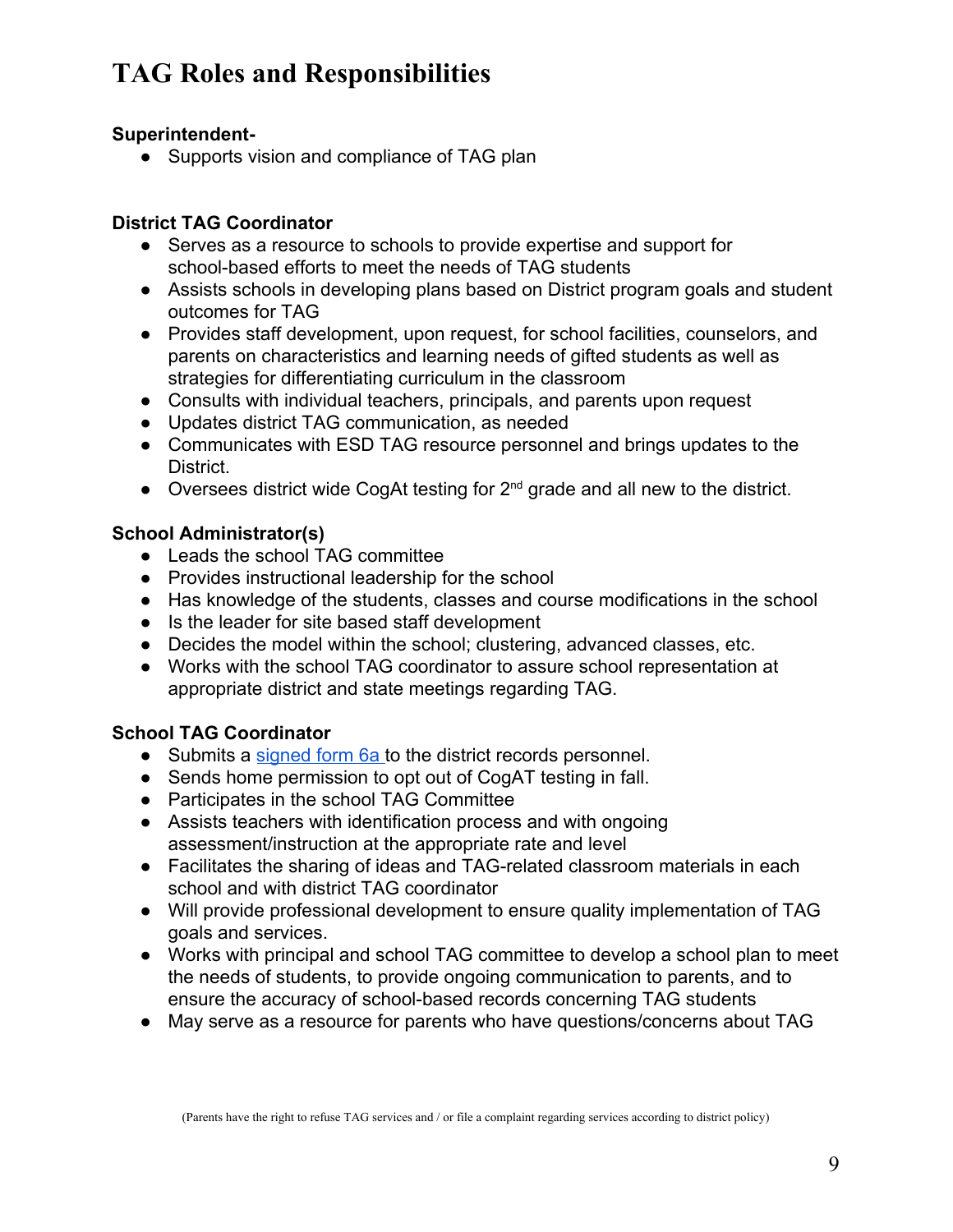# TAG Roles and Responsibilities

**Superintendent-**

- Supports vision and compliance of TAG plan

**District TAG Coordinator**

- Serves as a resource to schools to provide expertise and support for school-based efforts to meet the needs of TAG students
- Assists schools in developing plans based on District program goals and student outcomes for TAG
- Provides staff development, upon request, for school facilities, counselors, and parents on characteristics and learning needs of gifted students as well as strategies for differentiating curriculum in the classroom
- Consults with individual teachers, principals, and parents upon request
- Updates district TAG communication, as needed
- Communicates with ESD TAG resource personnel and brings updates to the District.
- Oversees district wide CogAt testing for 2nd grade and all new to the district.

**School Administrator(s)**

- Leads the school TAG committee
- Provides instructional leadership for the school
- Has knowledge of the students, classes and course modifications in the school
- Is the leader for site based staff development
- Decides the model within the school; clustering, advanced classes, etc.
- Works with the school TAG coordinator to assure school representation at appropriate district and state meetings regarding TAG.

**School TAG Coordinator**

- Submits a signed form 6a to the district records personnel.
- Sends home permission to opt out of CogAT testing in fall.
- Participates in the school TAG Committee
- Assists teachers with identification process and with ongoing assessment/instruction at the appropriate rate and level
- Facilitates the sharing of ideas and TAG-related classroom materials in each school and with district TAG coordinator
- Will provide professional development to ensure quality implementation of TAG goals and services.
- Works with principal and school TAG committee to develop a school plan to meet the needs of students, to provide ongoing communication to parents, and to ensure the accuracy of school-based records concerning TAG students
- May serve as a resource for parents who have questions/concerns about TAG

(Parents have the right to refuse TAG services and / or file a complaint regarding services according to district policy)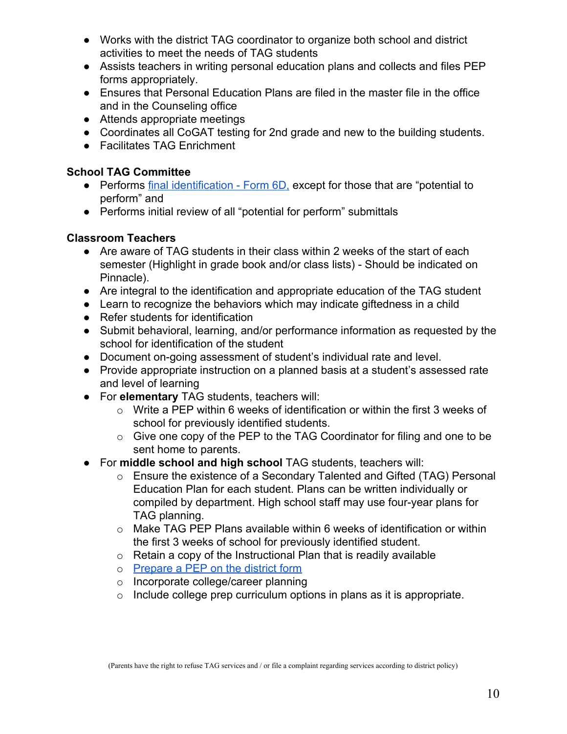- Works with the district TAG coordinator to organize both school and district activities to meet the needs of TAG students
- Assists teachers in writing personal education plans and collects and files PEP forms appropriately.
- Ensures that Personal Education Plans are filed in the master file in the office and in the Counseling office
- Attends appropriate meetings
- Coordinates all CoGAT testing for 2nd grade and new to the building students.
- Facilitates TAG Enrichment

**School TAG Committee**

- Performs final identification - Form 6D, except for those that are "potential to perform" and
- Performs initial review of all "potential for perform" submittals

**Classroom Teachers**

- Are aware of TAG students in their class within 2 weeks of the start of each semester (Highlight in grade book and/or class lists) - Should be indicated on Pinnacle).
- Are integral to the identification and appropriate education of the TAG student
- Learn to recognize the behaviors which may indicate giftedness in a child
- Refer students for identification
- Submit behavioral, learning, and/or performance information as requested by the school for identification of the student
- Document on-going assessment of student's individual rate and level.
- Provide appropriate instruction on a planned basis at a student's assessed rate and level of learning
- For **elementary** TAG students, teachers will:
  - Write a PEP within 6 weeks of identification or within the first 3 weeks of school for previously identified students.
  - Give one copy of the PEP to the TAG Coordinator for filing and one to be sent home to parents.
- For **middle school and high school** TAG students, teachers will:
  - Ensure the existence of a Secondary Talented and Gifted (TAG) Personal Education Plan for each student. Plans can be written individually or compiled by department. High school staff may use four-year plans for TAG planning.
  - Make TAG PEP Plans available within 6 weeks of identification or within the first 3 weeks of school for previously identified student.
  - Retain a copy of the Instructional Plan that is readily available
  - Prepare a PEP on the district form
  - Incorporate college/career planning
  - Include college prep curriculum options in plans as it is appropriate.

(Parents have the right to refuse TAG services and / or file a complaint regarding services according to district policy)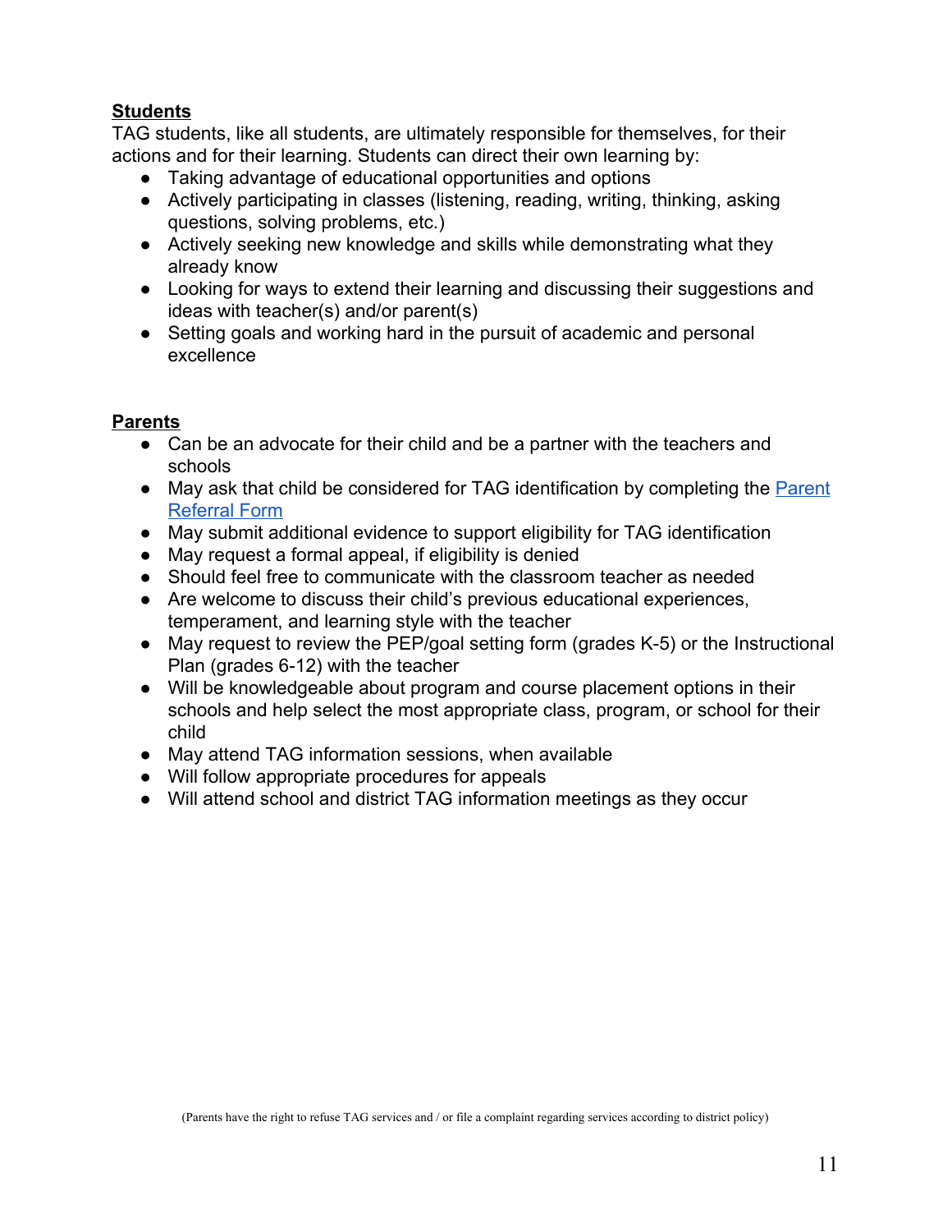**Students**

TAG students, like all students, are ultimately responsible for themselves, for their actions and for their learning. Students can direct their own learning by:

- Taking advantage of educational opportunities and options
- Actively participating in classes (listening, reading, writing, thinking, asking questions, solving problems, etc.)
- Actively seeking new knowledge and skills while demonstrating what they already know
- Looking for ways to extend their learning and discussing their suggestions and ideas with teacher(s) and/or parent(s)
- Setting goals and working hard in the pursuit of academic and personal excellence

**Parents**

- Can be an advocate for their child and be a partner with the teachers and schools
- May ask that child be considered for TAG identification by completing the Parent Referral Form
- May submit additional evidence to support eligibility for TAG identification
- May request a formal appeal, if eligibility is denied
- Should feel free to communicate with the classroom teacher as needed
- Are welcome to discuss their child's previous educational experiences, temperament, and learning style with the teacher
- May request to review the PEP/goal setting form (grades K-5) or the Instructional Plan (grades 6-12) with the teacher
- Will be knowledgeable about program and course placement options in their schools and help select the most appropriate class, program, or school for their child
- May attend TAG information sessions, when available
- Will follow appropriate procedures for appeals
- Will attend school and district TAG information meetings as they occur

(Parents have the right to refuse TAG services and / or file a complaint regarding services according to district policy)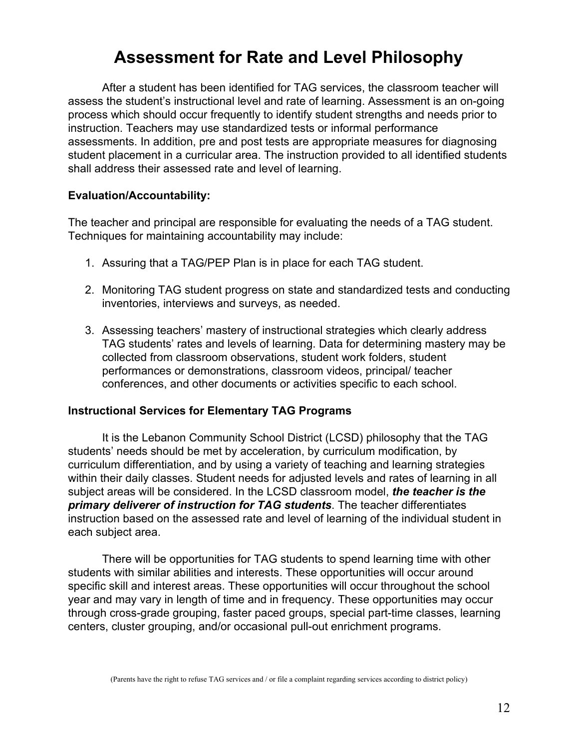# Assessment for Rate and Level Philosophy

After a student has been identified for TAG services, the classroom teacher will assess the student's instructional level and rate of learning. Assessment is an on-going process which should occur frequently to identify student strengths and needs prior to instruction. Teachers may use standardized tests or informal performance assessments. In addition, pre and post tests are appropriate measures for diagnosing student placement in a curricular area. The instruction provided to all identified students shall address their assessed rate and level of learning.

**Evaluation/Accountability:**

The teacher and principal are responsible for evaluating the needs of a TAG student. Techniques for maintaining accountability may include:

1. Assuring that a TAG/PEP Plan is in place for each TAG student.
2. Monitoring TAG student progress on state and standardized tests and conducting inventories, interviews and surveys, as needed.
3. Assessing teachers' mastery of instructional strategies which clearly address TAG students' rates and levels of learning. Data for determining mastery may be collected from classroom observations, student work folders, student performances or demonstrations, classroom videos, principal/ teacher conferences, and other documents or activities specific to each school.

**Instructional Services for Elementary TAG Programs**

It is the Lebanon Community School District (LCSD) philosophy that the TAG students' needs should be met by acceleration, by curriculum modification, by curriculum differentiation, and by using a variety of teaching and learning strategies within their daily classes. Student needs for adjusted levels and rates of learning in all subject areas will be considered. In the LCSD classroom model, ***the teacher is the primary deliverer of instruction for TAG students***. The teacher differentiates instruction based on the assessed rate and level of learning of the individual student in each subject area.

There will be opportunities for TAG students to spend learning time with other students with similar abilities and interests. These opportunities will occur around specific skill and interest areas. These opportunities will occur throughout the school year and may vary in length of time and in frequency. These opportunities may occur through cross-grade grouping, faster paced groups, special part-time classes, learning centers, cluster grouping, and/or occasional pull-out enrichment programs.

(Parents have the right to refuse TAG services and / or file a complaint regarding services according to district policy)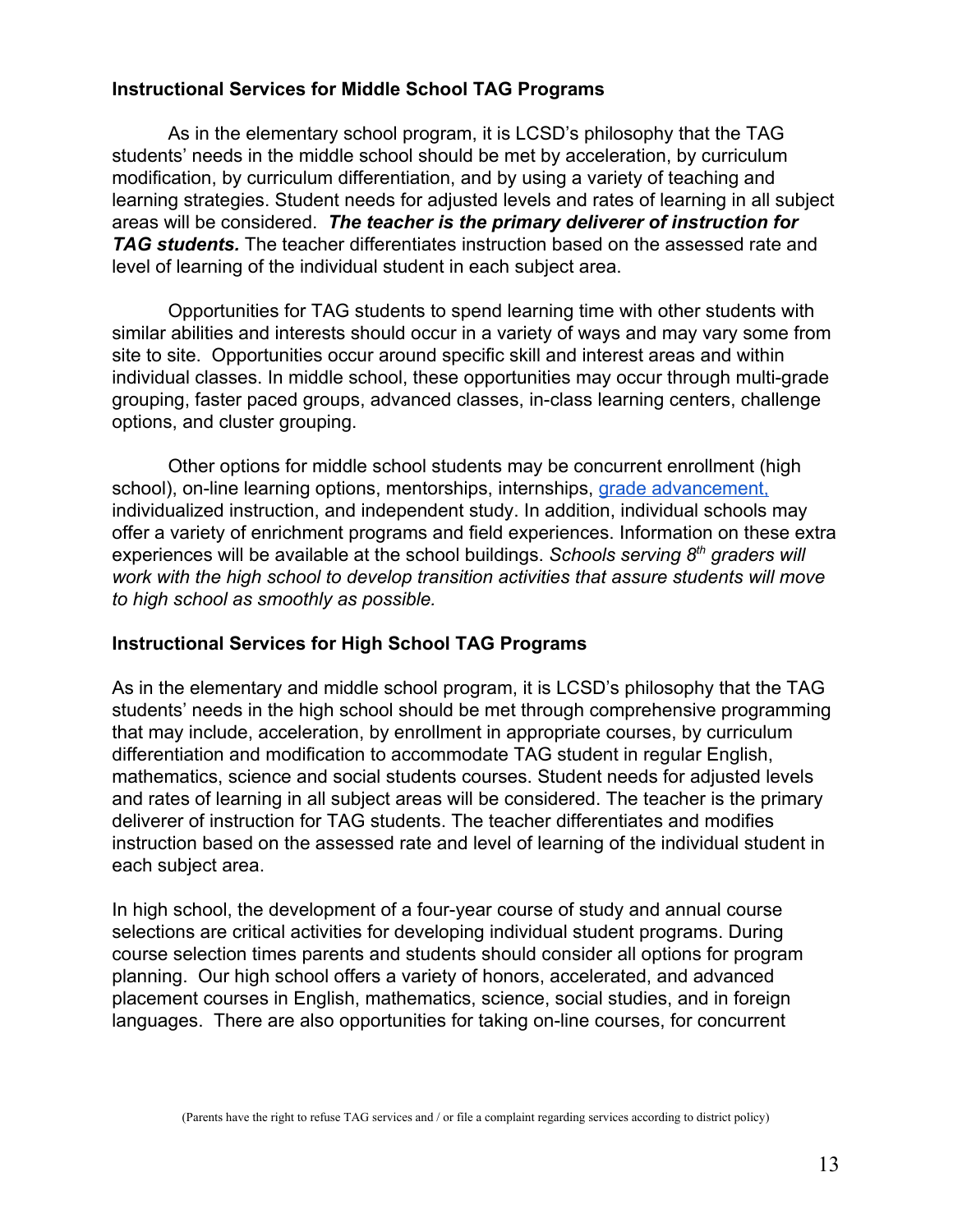**Instructional Services for Middle School TAG Programs**

As in the elementary school program, it is LCSD's philosophy that the TAG students' needs in the middle school should be met by acceleration, by curriculum modification, by curriculum differentiation, and by using a variety of teaching and learning strategies. Student needs for adjusted levels and rates of learning in all subject areas will be considered. ***The teacher is the primary deliverer of instruction for TAG students.*** The teacher differentiates instruction based on the assessed rate and level of learning of the individual student in each subject area.

Opportunities for TAG students to spend learning time with other students with similar abilities and interests should occur in a variety of ways and may vary some from site to site. Opportunities occur around specific skill and interest areas and within individual classes. In middle school, these opportunities may occur through multi-grade grouping, faster paced groups, advanced classes, in-class learning centers, challenge options, and cluster grouping.

Other options for middle school students may be concurrent enrollment (high school), on-line learning options, mentorships, internships, grade advancement, individualized instruction, and independent study. In addition, individual schools may offer a variety of enrichment programs and field experiences. Information on these extra experiences will be available at the school buildings. *Schools serving 8th graders will work with the high school to develop transition activities that assure students will move to high school as smoothly as possible.*

**Instructional Services for High School TAG Programs**

As in the elementary and middle school program, it is LCSD's philosophy that the TAG students' needs in the high school should be met through comprehensive programming that may include, acceleration, by enrollment in appropriate courses, by curriculum differentiation and modification to accommodate TAG student in regular English, mathematics, science and social students courses. Student needs for adjusted levels and rates of learning in all subject areas will be considered. The teacher is the primary deliverer of instruction for TAG students. The teacher differentiates and modifies instruction based on the assessed rate and level of learning of the individual student in each subject area.

In high school, the development of a four-year course of study and annual course selections are critical activities for developing individual student programs. During course selection times parents and students should consider all options for program planning. Our high school offers a variety of honors, accelerated, and advanced placement courses in English, mathematics, science, social studies, and in foreign languages. There are also opportunities for taking on-line courses, for concurrent

(Parents have the right to refuse TAG services and / or file a complaint regarding services according to district policy)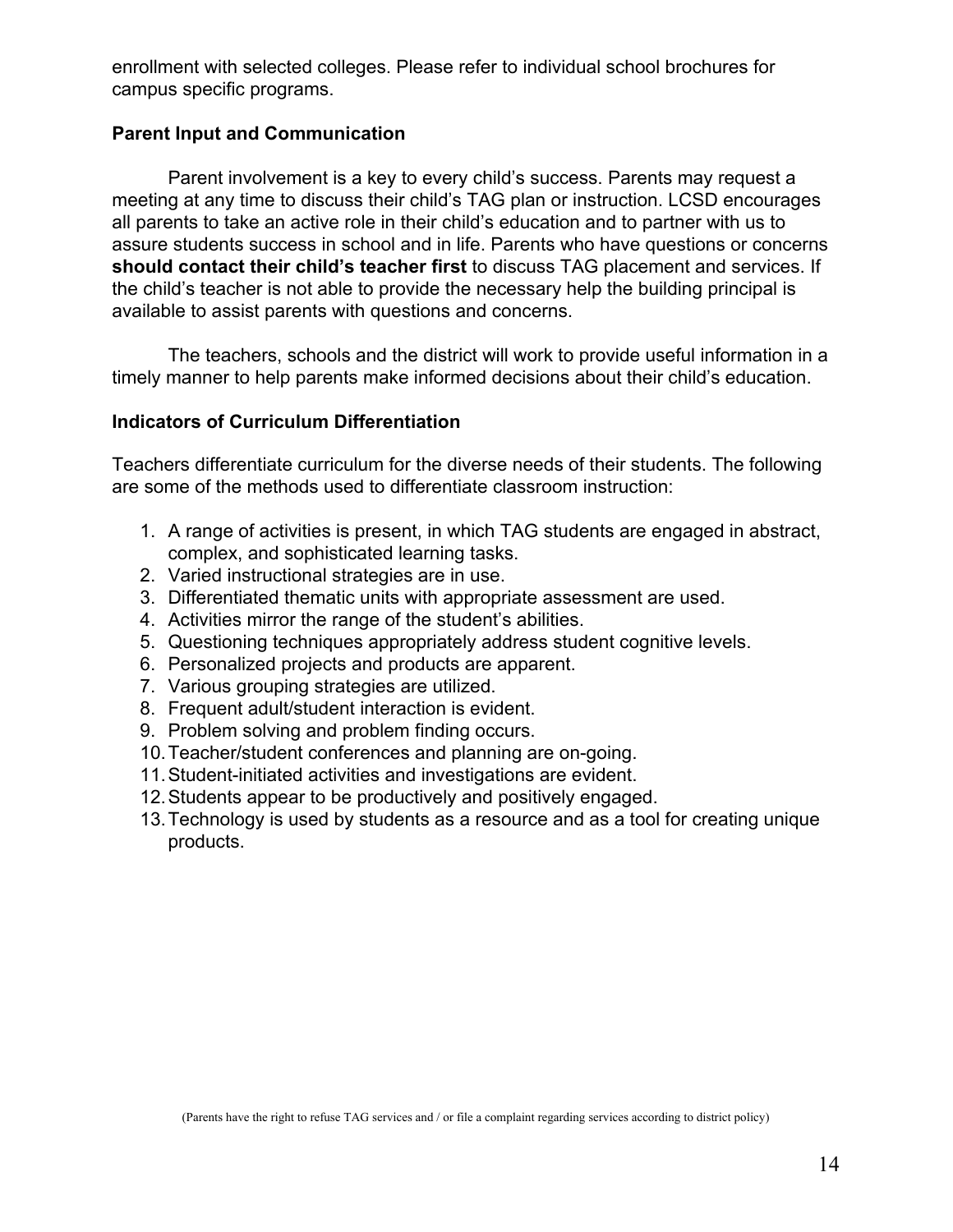enrollment with selected colleges. Please refer to individual school brochures for campus specific programs.

### Parent Input and Communication

Parent involvement is a key to every child's success. Parents may request a meeting at any time to discuss their child's TAG plan or instruction. LCSD encourages all parents to take an active role in their child's education and to partner with us to assure students success in school and in life. Parents who have questions or concerns **should contact their child's teacher first** to discuss TAG placement and services. If the child's teacher is not able to provide the necessary help the building principal is available to assist parents with questions and concerns.

The teachers, schools and the district will work to provide useful information in a timely manner to help parents make informed decisions about their child's education.

### Indicators of Curriculum Differentiation

Teachers differentiate curriculum for the diverse needs of their students. The following are some of the methods used to differentiate classroom instruction:

1. A range of activities is present, in which TAG students are engaged in abstract, complex, and sophisticated learning tasks.
2. Varied instructional strategies are in use.
3. Differentiated thematic units with appropriate assessment are used.
4. Activities mirror the range of the student's abilities.
5. Questioning techniques appropriately address student cognitive levels.
6. Personalized projects and products are apparent.
7. Various grouping strategies are utilized.
8. Frequent adult/student interaction is evident.
9. Problem solving and problem finding occurs.
10. Teacher/student conferences and planning are on-going.
11. Student-initiated activities and investigations are evident.
12. Students appear to be productively and positively engaged.
13. Technology is used by students as a resource and as a tool for creating unique products.

(Parents have the right to refuse TAG services and / or file a complaint regarding services according to district policy)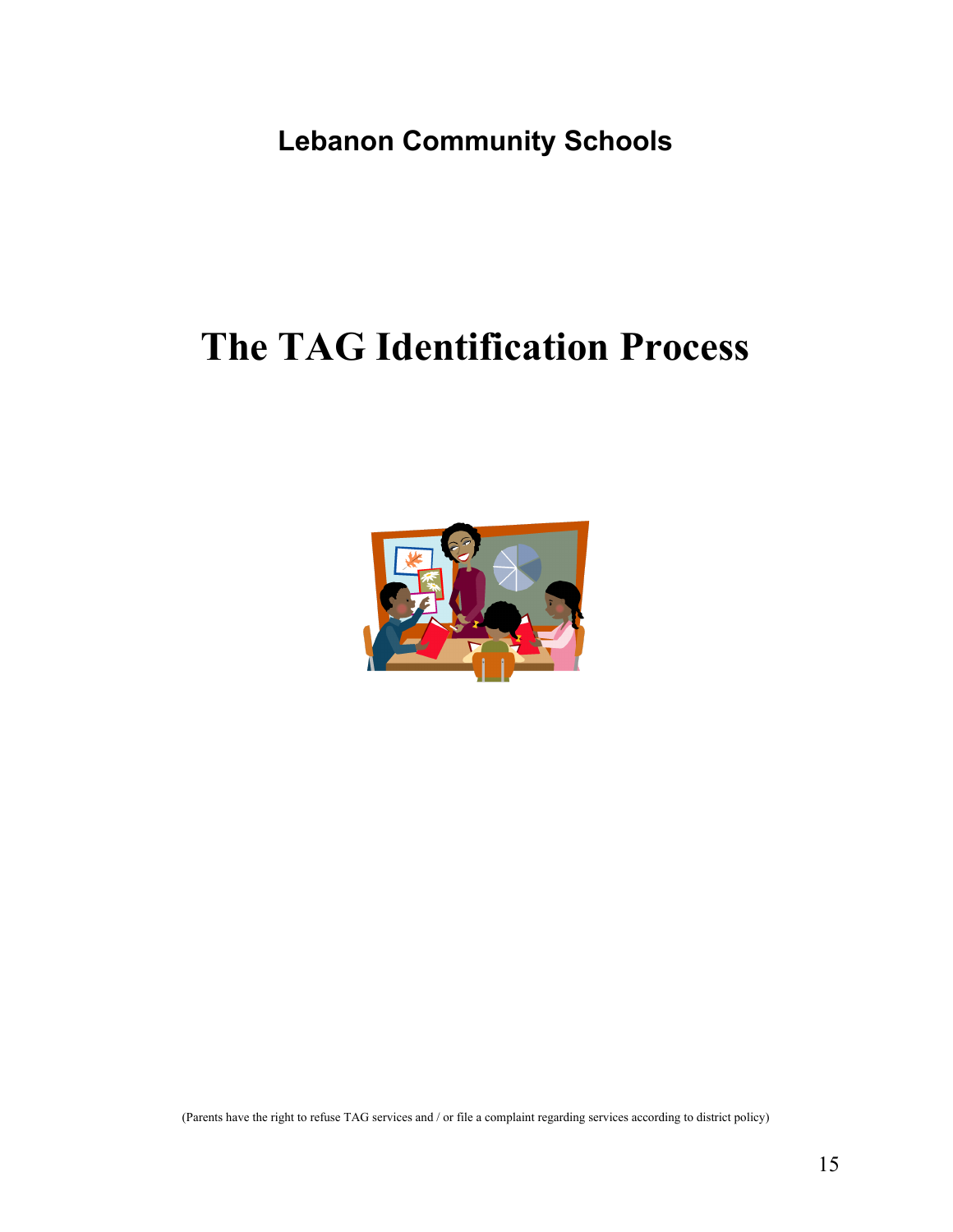**Lebanon Community Schools**

# The TAG Identification Process

(Parents have the right to refuse TAG services and / or file a complaint regarding services according to district policy)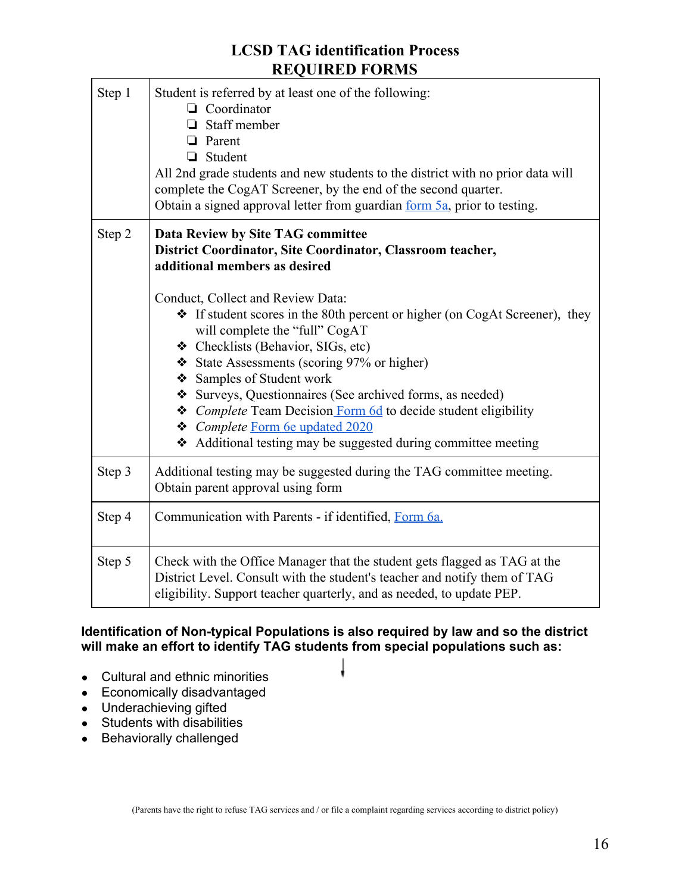# LCSD TAG identification Process
## REQUIRED FORMS

| | |
|---|---|
| Step 1 | Student is referred by at least one of the following:<br>❏ Coordinator<br>❏ Staff member<br>❏ Parent<br>❏ Student<br>All 2nd grade students and new students to the district with no prior data will complete the CogAT Screener, by the end of the second quarter.<br>Obtain a signed approval letter from guardian form 5a, prior to testing. |
| Step 2 | **Data Review by Site TAG committee**<br>**District Coordinator, Site Coordinator, Classroom teacher, additional members as desired**<br><br>Conduct, Collect and Review Data:<br>❖ If student scores in the 80th percent or higher (on CogAt Screener), they will complete the "full" CogAT<br>❖ Checklists (Behavior, SIGs, etc)<br>❖ State Assessments (scoring 97% or higher)<br>❖ Samples of Student work<br>❖ Surveys, Questionnaires (See archived forms, as needed)<br>❖ *Complete* Team Decision Form 6d to decide student eligibility<br>❖ *Complete* Form 6e updated 2020<br>❖ Additional testing may be suggested during committee meeting |
| Step 3 | Additional testing may be suggested during the TAG committee meeting.<br>Obtain parent approval using form |
| Step 4 | Communication with Parents - if identified, Form 6a. |
| Step 5 | Check with the Office Manager that the student gets flagged as TAG at the District Level. Consult with the student's teacher and notify them of TAG eligibility. Support teacher quarterly, and as needed, to update PEP. |

**Identification of Non-typical Populations is also required by law and so the district will make an effort to identify TAG students from special populations such as:**

- Cultural and ethnic minorities
- Economically disadvantaged
- Underachieving gifted
- Students with disabilities
- Behaviorally challenged

(Parents have the right to refuse TAG services and / or file a complaint regarding services according to district policy)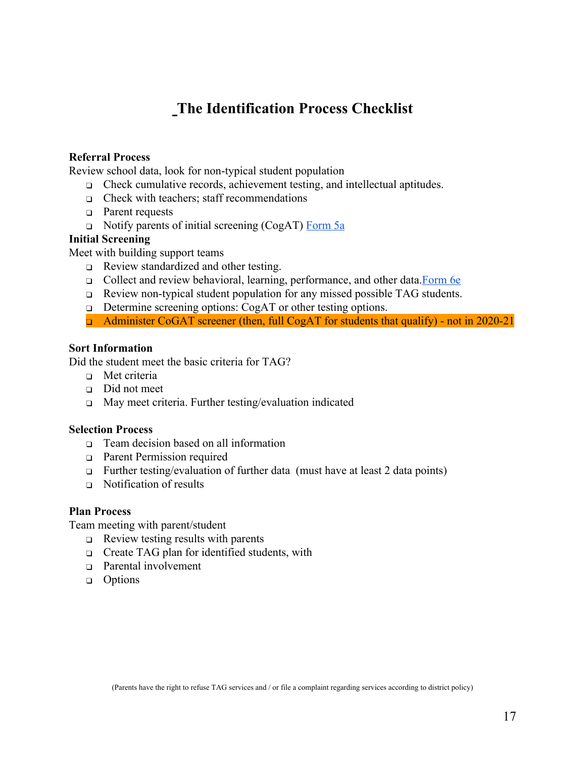# The Identification Process Checklist

**Referral Process**

Review school data, look for non-typical student population

- ❑ Check cumulative records, achievement testing, and intellectual aptitudes.
- ❑ Check with teachers; staff recommendations
- ❑ Parent requests
- ❑ Notify parents of initial screening (CogAT) Form 5a

**Initial Screening**

Meet with building support teams

- ❑ Review standardized and other testing.
- ❑ Collect and review behavioral, learning, performance, and other data. Form 6e
- ❑ Review non-typical student population for any missed possible TAG students.
- ❑ Determine screening options: CogAT or other testing options.
- ❑ Administer CoGAT screener (then, full CogAT for students that qualify) - not in 2020-21

**Sort Information**

Did the student meet the basic criteria for TAG?

- ❑ Met criteria
- ❑ Did not meet
- ❑ May meet criteria. Further testing/evaluation indicated

**Selection Process**

- ❑ Team decision based on all information
- ❑ Parent Permission required
- ❑ Further testing/evaluation of further data (must have at least 2 data points)
- ❑ Notification of results

**Plan Process**

Team meeting with parent/student

- ❑ Review testing results with parents
- ❑ Create TAG plan for identified students, with
- ❑ Parental involvement
- ❑ Options

(Parents have the right to refuse TAG services and / or file a complaint regarding services according to district policy)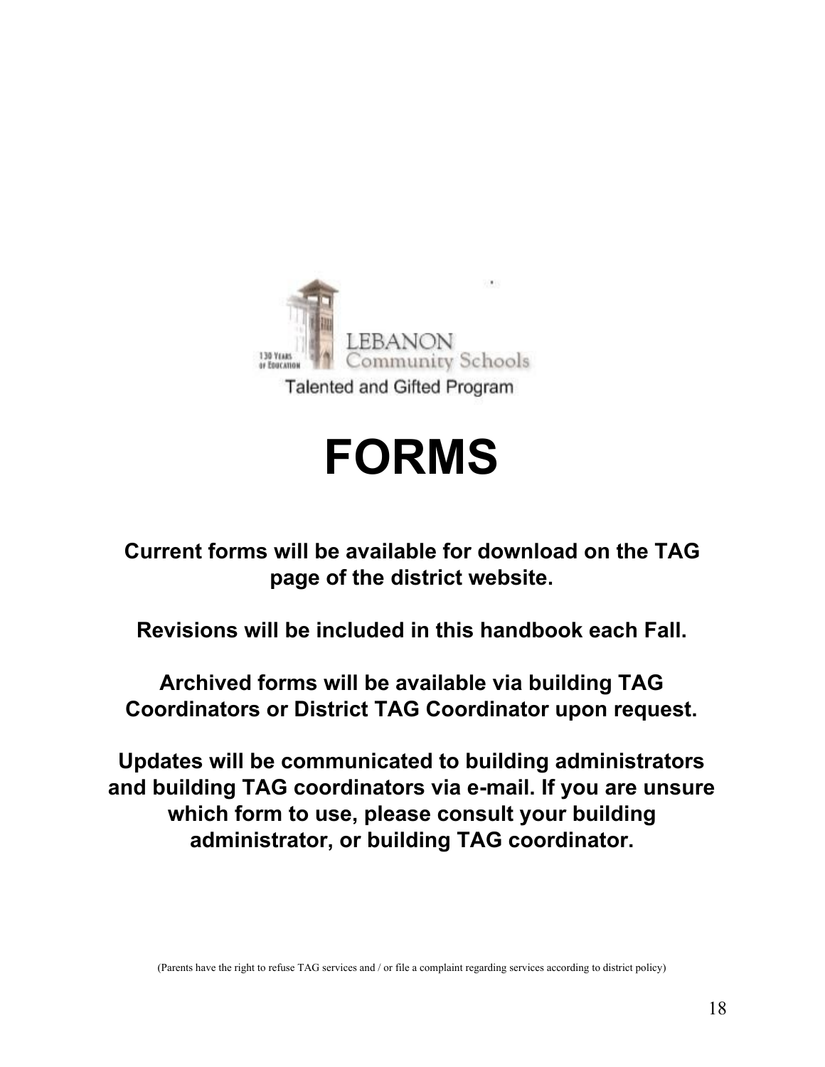LEBANON Community Schools

Talented and Gifted Program

# FORMS

**Current forms will be available for download on the TAG page of the district website.**

**Revisions will be included in this handbook each Fall.**

**Archived forms will be available via building TAG Coordinators or District TAG Coordinator upon request.**

**Updates will be communicated to building administrators and building TAG coordinators via e-mail. If you are unsure which form to use, please consult your building administrator, or building TAG coordinator.**

(Parents have the right to refuse TAG services and / or file a complaint regarding services according to district policy)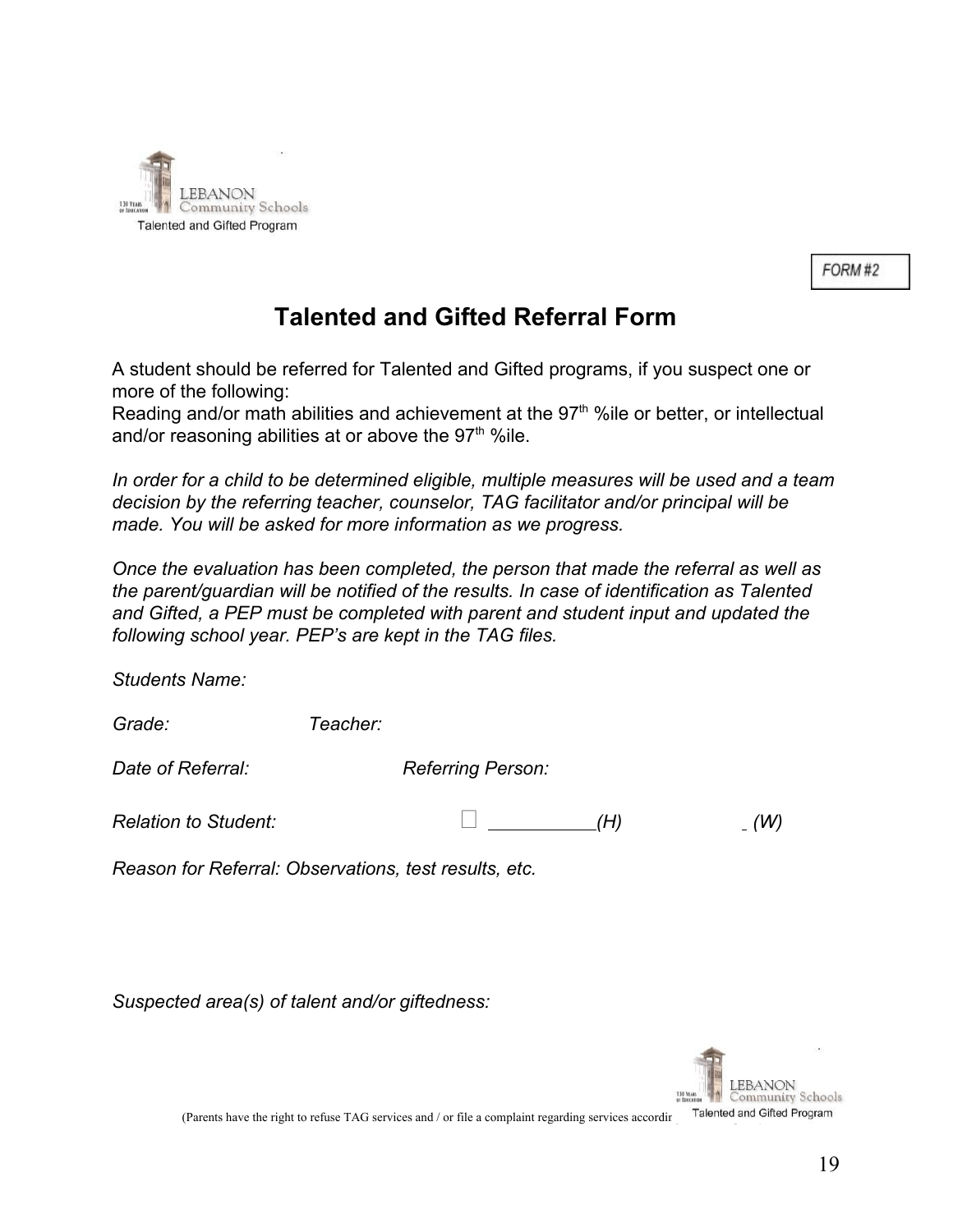LEBANON Community Schools

Talented and Gifted Program

FORM #2

# Talented and Gifted Referral Form

A student should be referred for Talented and Gifted programs, if you suspect one or more of the following:
Reading and/or math abilities and achievement at the 97th %ile or better, or intellectual and/or reasoning abilities at or above the 97th %ile.

*In order for a child to be determined eligible, multiple measures will be used and a team decision by the referring teacher, counselor, TAG facilitator and/or principal will be made. You will be asked for more information as we progress.*

*Once the evaluation has been completed, the person that made the referral as well as the parent/guardian will be notified of the results. In case of identification as Talented and Gifted, a PEP must be completed with parent and student input and updated the following school year. PEP's are kept in the TAG files.*

*Students Name:*

*Grade:* *Teacher:*

*Date of Referral:* *Referring Person:*

*Relation to Student:* ☐ __________*(H)* _ *(W)*

*Reason for Referral: Observations, test results, etc.*

*Suspected area(s) of talent and/or giftedness:*

(Parents have the right to refuse TAG services and / or file a complaint regarding services accordir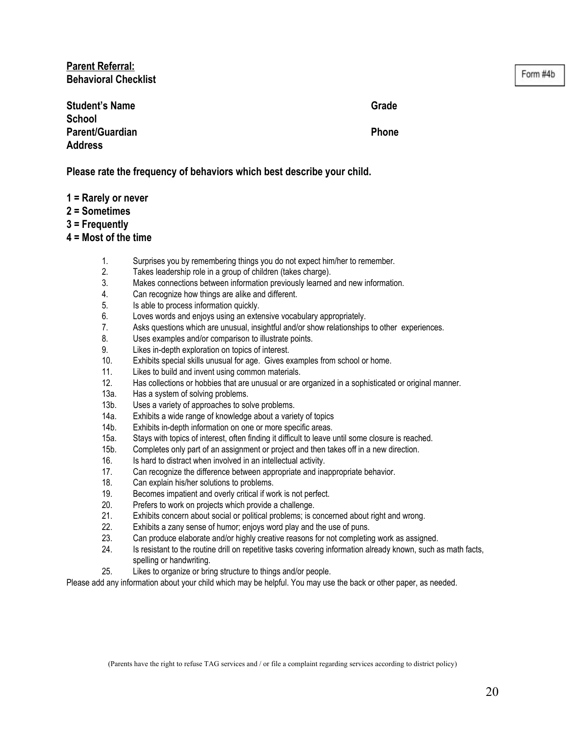**<u>Parent Referral:</u>**
**Behavioral Checklist**

Form #4b

**Student's Name** **Grade**
**School**
**Parent/Guardian** **Phone**
**Address**

**Please rate the frequency of behaviors which best describe your child.**

**1 = Rarely or never**
**2 = Sometimes**
**3 = Frequently**
**4 = Most of the time**

1. Surprises you by remembering things you do not expect him/her to remember.
2. Takes leadership role in a group of children (takes charge).
3. Makes connections between information previously learned and new information.
4. Can recognize how things are alike and different.
5. Is able to process information quickly.
6. Loves words and enjoys using an extensive vocabulary appropriately.
7. Asks questions which are unusual, insightful and/or show relationships to other experiences.
8. Uses examples and/or comparison to illustrate points.
9. Likes in-depth exploration on topics of interest.
10. Exhibits special skills unusual for age. Gives examples from school or home.
11. Likes to build and invent using common materials.
12. Has collections or hobbies that are unusual or are organized in a sophisticated or original manner.

13a. Has a system of solving problems.
13b. Uses a variety of approaches to solve problems.
14a. Exhibits a wide range of knowledge about a variety of topics
14b. Exhibits in-depth information on one or more specific areas.
15a. Stays with topics of interest, often finding it difficult to leave until some closure is reached.
15b. Completes only part of an assignment or project and then takes off in a new direction.

16. Is hard to distract when involved in an intellectual activity.
17. Can recognize the difference between appropriate and inappropriate behavior.
18. Can explain his/her solutions to problems.
19. Becomes impatient and overly critical if work is not perfect.
20. Prefers to work on projects which provide a challenge.
21. Exhibits concern about social or political problems; is concerned about right and wrong.
22. Exhibits a zany sense of humor; enjoys word play and the use of puns.
23. Can produce elaborate and/or highly creative reasons for not completing work as assigned.
24. Is resistant to the routine drill on repetitive tasks covering information already known, such as math facts, spelling or handwriting.
25. Likes to organize or bring structure to things and/or people.

Please add any information about your child which may be helpful. You may use the back or other paper, as needed.

(Parents have the right to refuse TAG services and / or file a complaint regarding services according to district policy)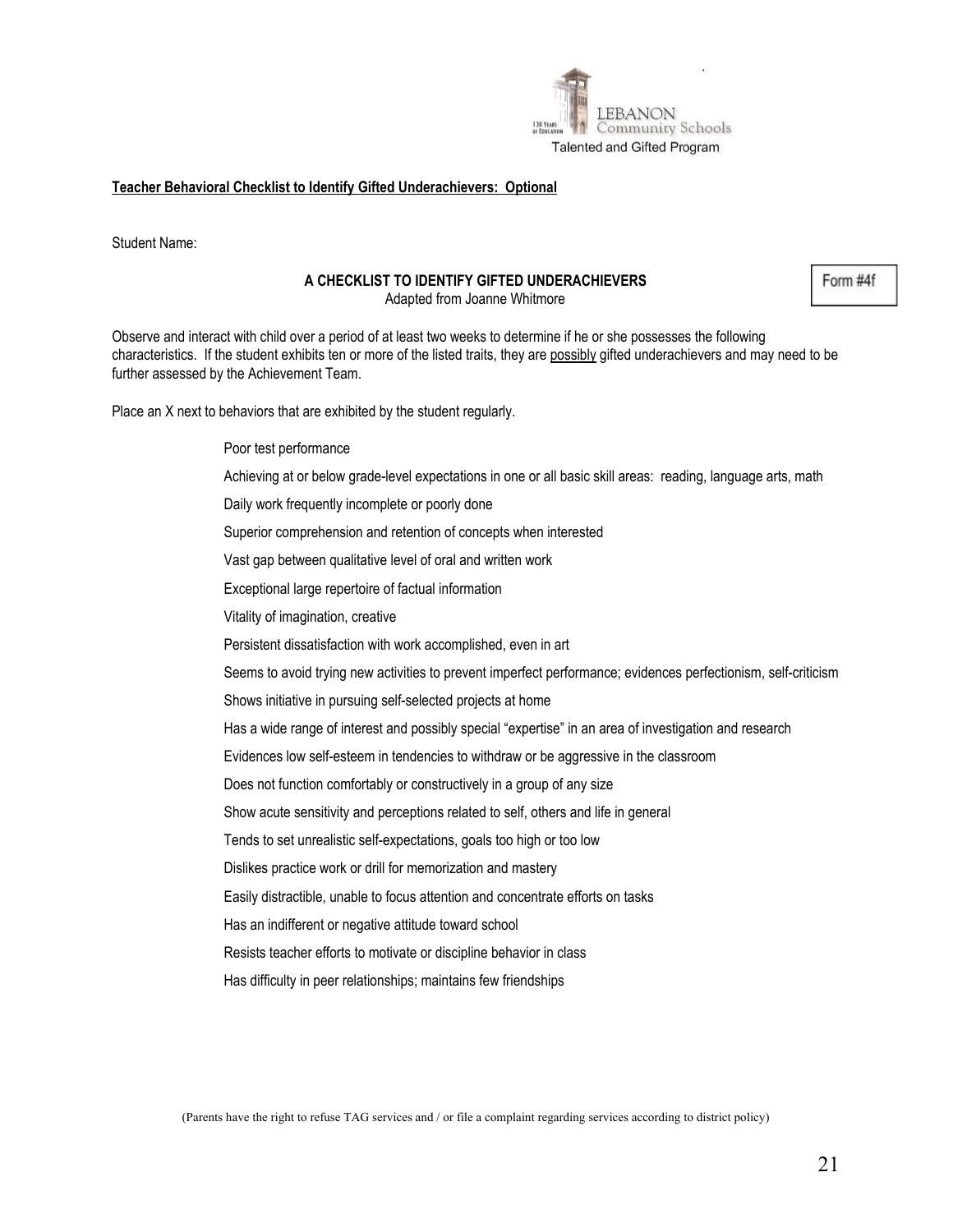LEBANON Community Schools

Talented and Gifted Program

**Teacher Behavioral Checklist to Identify Gifted Underachievers: Optional**

Student Name:

Form #4f

**A CHECKLIST TO IDENTIFY GIFTED UNDERACHIEVERS**
Adapted from Joanne Whitmore

Observe and interact with child over a period of at least two weeks to determine if he or she possesses the following characteristics. If the student exhibits ten or more of the listed traits, they are possibly gifted underachievers and may need to be further assessed by the Achievement Team.

Place an X next to behaviors that are exhibited by the student regularly.

- Poor test performance
- Achieving at or below grade-level expectations in one or all basic skill areas: reading, language arts, math
- Daily work frequently incomplete or poorly done
- Superior comprehension and retention of concepts when interested
- Vast gap between qualitative level of oral and written work
- Exceptional large repertoire of factual information
- Vitality of imagination, creative
- Persistent dissatisfaction with work accomplished, even in art
- Seems to avoid trying new activities to prevent imperfect performance; evidences perfectionism, self-criticism
- Shows initiative in pursuing self-selected projects at home
- Has a wide range of interest and possibly special "expertise" in an area of investigation and research
- Evidences low self-esteem in tendencies to withdraw or be aggressive in the classroom
- Does not function comfortably or constructively in a group of any size
- Show acute sensitivity and perceptions related to self, others and life in general
- Tends to set unrealistic self-expectations, goals too high or too low
- Dislikes practice work or drill for memorization and mastery
- Easily distractible, unable to focus attention and concentrate efforts on tasks
- Has an indifferent or negative attitude toward school
- Resists teacher efforts to motivate or discipline behavior in class
- Has difficulty in peer relationships; maintains few friendships

(Parents have the right to refuse TAG services and / or file a complaint regarding services according to district policy)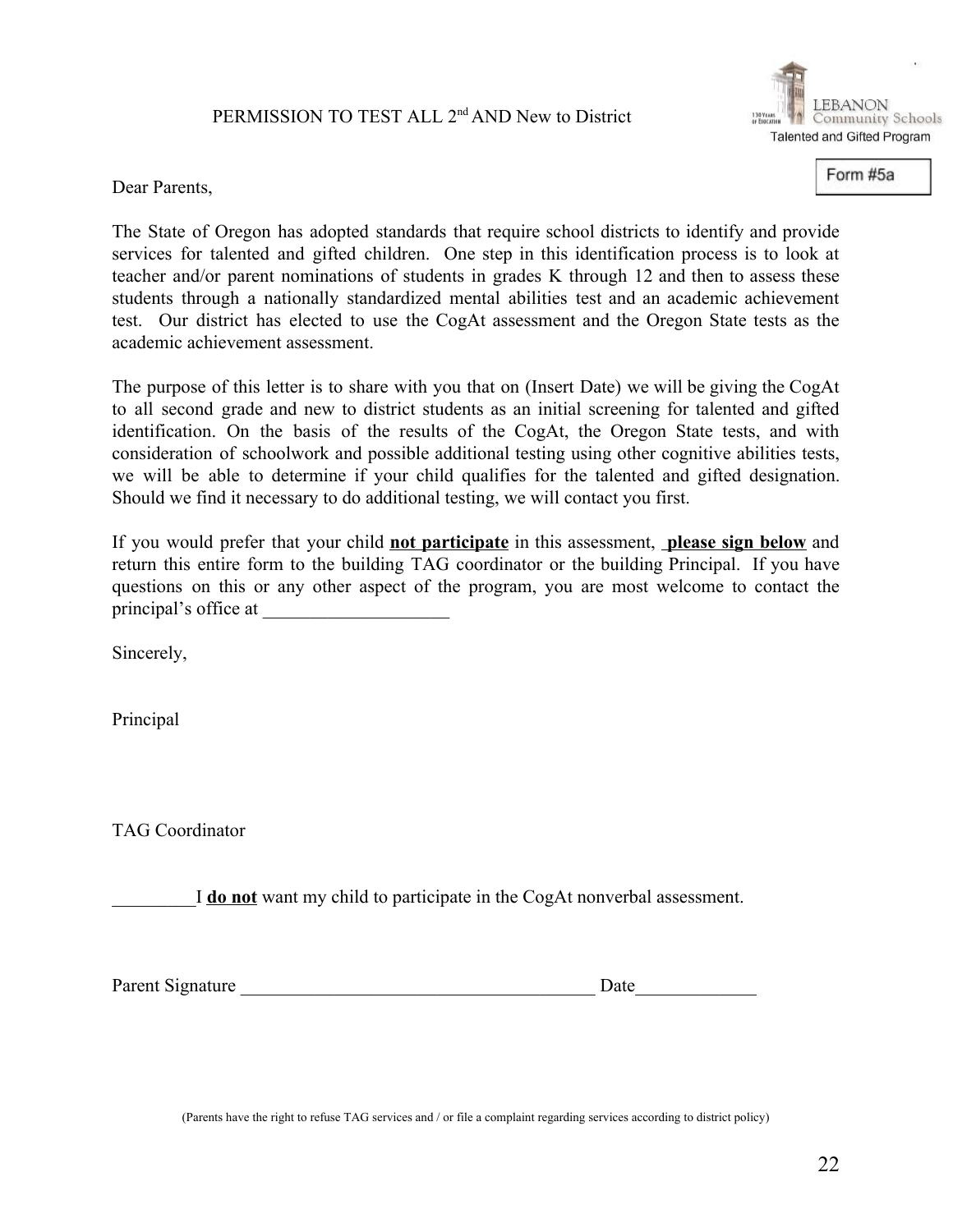# PERMISSION TO TEST ALL 2nd AND New to District

LEBANON Community Schools
Talented and Gifted Program

Form #5a

Dear Parents,

The State of Oregon has adopted standards that require school districts to identify and provide services for talented and gifted children. One step in this identification process is to look at teacher and/or parent nominations of students in grades K through 12 and then to assess these students through a nationally standardized mental abilities test and an academic achievement test. Our district has elected to use the CogAt assessment and the Oregon State tests as the academic achievement assessment.

The purpose of this letter is to share with you that on (Insert Date) we will be giving the CogAt to all second grade and new to district students as an initial screening for talented and gifted identification. On the basis of the results of the CogAt, the Oregon State tests, and with consideration of schoolwork and possible additional testing using other cognitive abilities tests, we will be able to determine if your child qualifies for the talented and gifted designation. Should we find it necessary to do additional testing, we will contact you first.

If you would prefer that your child **not participate** in this assessment, **please sign below** and return this entire form to the building TAG coordinator or the building Principal. If you have questions on this or any other aspect of the program, you are most welcome to contact the principal's office at ____________________

Sincerely,

Principal

TAG Coordinator

_________I **do not** want my child to participate in the CogAt nonverbal assessment.

Parent Signature _______________________________________ Date_____________

(Parents have the right to refuse TAG services and / or file a complaint regarding services according to district policy)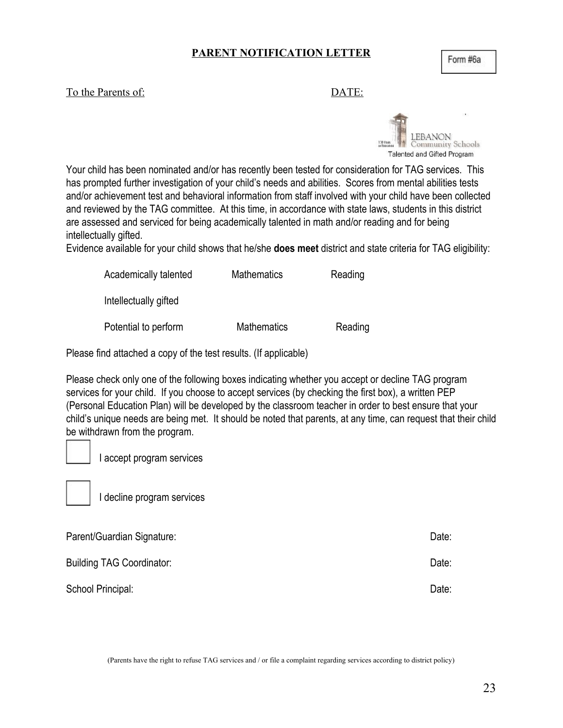# PARENT NOTIFICATION LETTER

Form #6a

To the Parents of: DATE:

LEBANON Community Schools
Talented and Gifted Program

Your child has been nominated and/or has recently been tested for consideration for TAG services. This has prompted further investigation of your child's needs and abilities. Scores from mental abilities tests and/or achievement test and behavioral information from staff involved with your child have been collected and reviewed by the TAG committee. At this time, in accordance with state laws, students in this district are assessed and serviced for being academically talented in math and/or reading and for being intellectually gifted.

Evidence available for your child shows that he/she **does meet** district and state criteria for TAG eligibility:

| | | |
|---|---|---|
| Academically talented | Mathematics | Reading |
| Intellectually gifted | | |
| Potential to perform | Mathematics | Reading |

Please find attached a copy of the test results. (If applicable)

Please check only one of the following boxes indicating whether you accept or decline TAG program services for your child. If you choose to accept services (by checking the first box), a written PEP (Personal Education Plan) will be developed by the classroom teacher in order to best ensure that your child's unique needs are being met. It should be noted that parents, at any time, can request that their child be withdrawn from the program.

☐ I accept program services

☐ I decline program services

Parent/Guardian Signature: Date:

Building TAG Coordinator: Date:

School Principal: Date:

(Parents have the right to refuse TAG services and / or file a complaint regarding services according to district policy)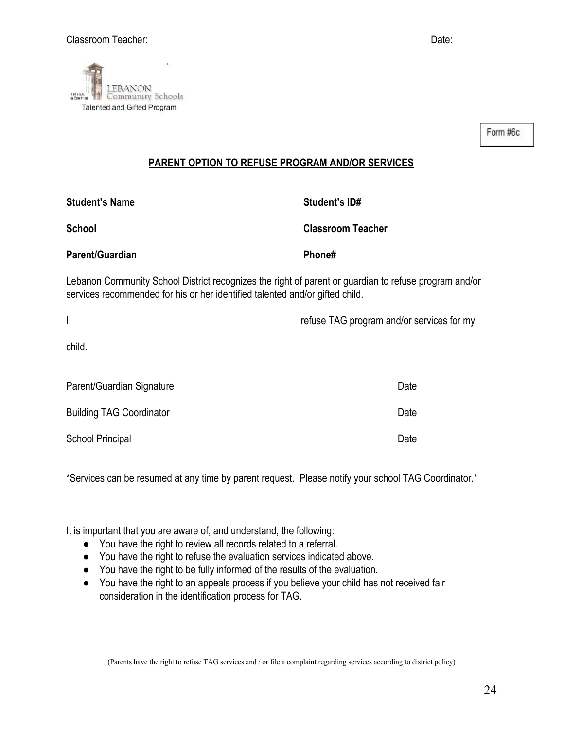Classroom Teacher: Date:

LEBANON Community Schools
Talented and Gifted Program

Form #6c

## PARENT OPTION TO REFUSE PROGRAM AND/OR SERVICES

**Student's Name** **Student's ID#**

**School** **Classroom Teacher**

**Parent/Guardian** **Phone#**

Lebanon Community School District recognizes the right of parent or guardian to refuse program and/or services recommended for his or her identified talented and/or gifted child.

I, refuse TAG program and/or services for my child.

Parent/Guardian Signature Date

Building TAG Coordinator Date

School Principal Date

*Services can be resumed at any time by parent request. Please notify your school TAG Coordinator.*

It is important that you are aware of, and understand, the following:

- You have the right to review all records related to a referral.
- You have the right to refuse the evaluation services indicated above.
- You have the right to be fully informed of the results of the evaluation.
- You have the right to an appeals process if you believe your child has not received fair consideration in the identification process for TAG.

(Parents have the right to refuse TAG services and / or file a complaint regarding services according to district policy)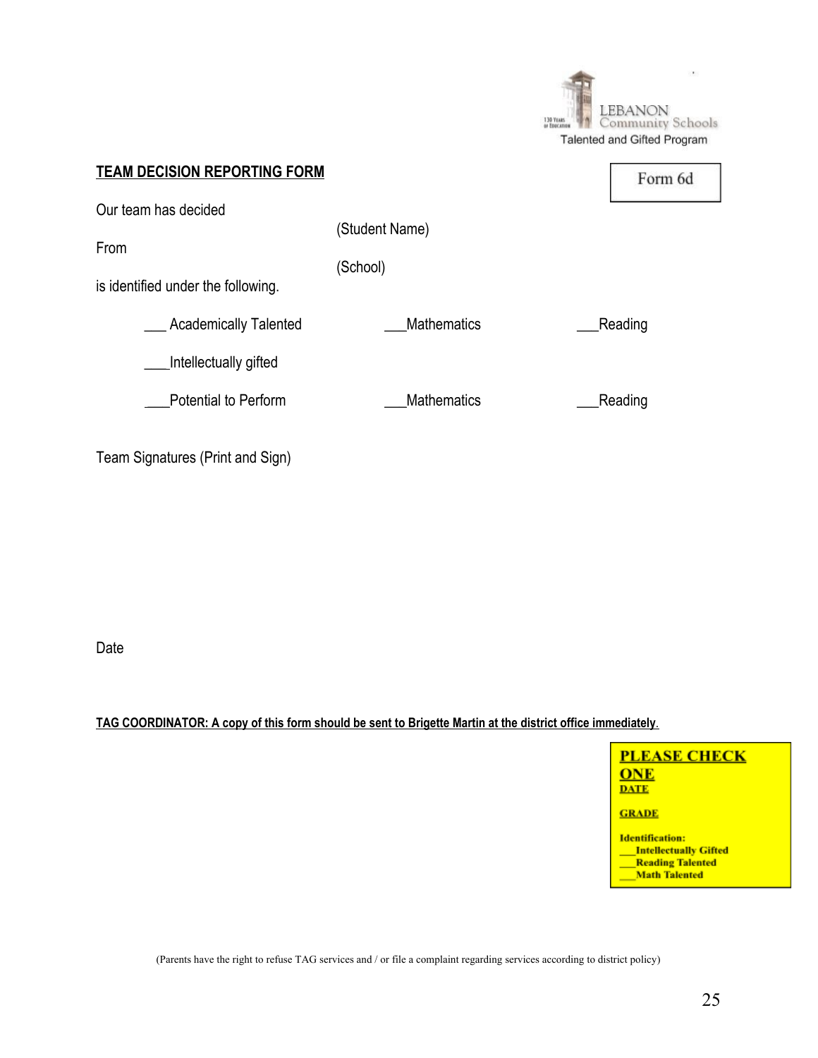LEBANON Community Schools
Talented and Gifted Program

**TEAM DECISION REPORTING FORM**

Form 6d

Our team has decided

(Student Name)

From

(School)

is identified under the following.

___ Academically Talented ___Mathematics ___Reading

___Intellectually gifted

___Potential to Perform ___Mathematics ___Reading

Team Signatures (Print and Sign)

Date

**TAG COORDINATOR: A copy of this form should be sent to Brigette Martin at the district office immediately.**

**PLEASE CHECK ONE**
**DATE**

**GRADE**

**Identification:**
**___Intellectually Gifted**
**___Reading Talented**
**___Math Talented**

(Parents have the right to refuse TAG services and / or file a complaint regarding services according to district policy)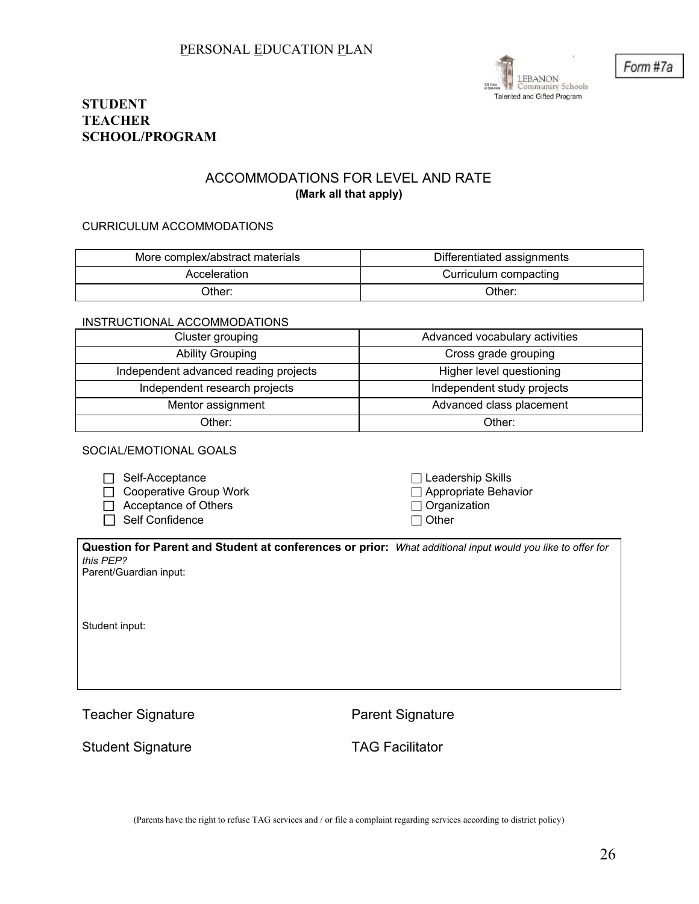# PERSONAL EDUCATION PLAN

Form #7a

LEBANON Community Schools
Talented and Gifted Program

**STUDENT**
**TEACHER**
**SCHOOL/PROGRAM**

## ACCOMMODATIONS FOR LEVEL AND RATE

**(Mark all that apply)**

CURRICULUM ACCOMMODATIONS

| More complex/abstract materials | Differentiated assignments |
|---|---|
| Acceleration | Curriculum compacting |
| Other: | Other: |

INSTRUCTIONAL ACCOMMODATIONS

| Cluster grouping | Advanced vocabulary activities |
|---|---|
| Ability Grouping | Cross grade grouping |
| Independent advanced reading projects | Higher level questioning |
| Independent research projects | Independent study projects |
| Mentor assignment | Advanced class placement |
| Other: | Other: |

SOCIAL/EMOTIONAL GOALS

- ☐ Self-Acceptance
- ☐ Cooperative Group Work
- ☐ Acceptance of Others
- ☐ Self Confidence
- ☐ Leadership Skills
- ☐ Appropriate Behavior
- ☐ Organization
- ☐ Other

**Question for Parent and Student at conferences or prior:** *What additional input would you like to offer for this PEP?*

Parent/Guardian input:

Student input:

Teacher Signature

Parent Signature

Student Signature

TAG Facilitator

(Parents have the right to refuse TAG services and / or file a complaint regarding services according to district policy)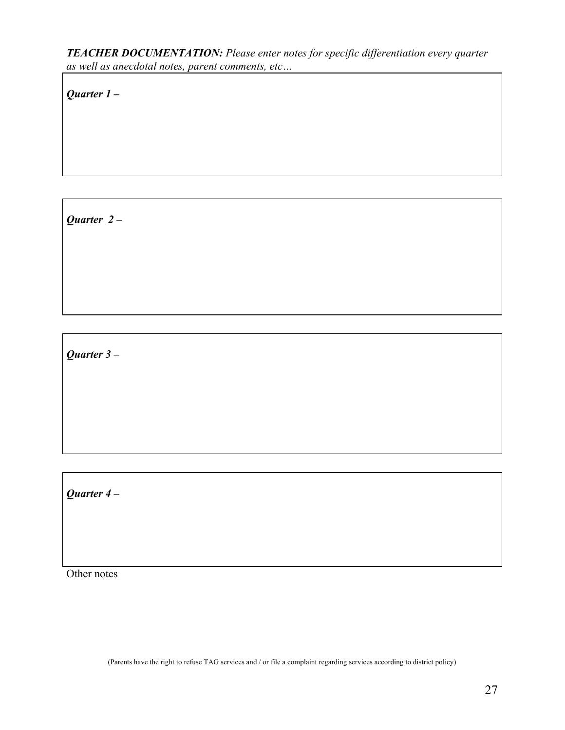***TEACHER DOCUMENTATION:*** *Please enter notes for specific differentiation every quarter as well as anecdotal notes, parent comments, etc…*

***Quarter 1 –***

***Quarter  2 –***

***Quarter 3 –***

***Quarter 4 –***

Other notes

(Parents have the right to refuse TAG services and / or file a complaint regarding services according to district policy)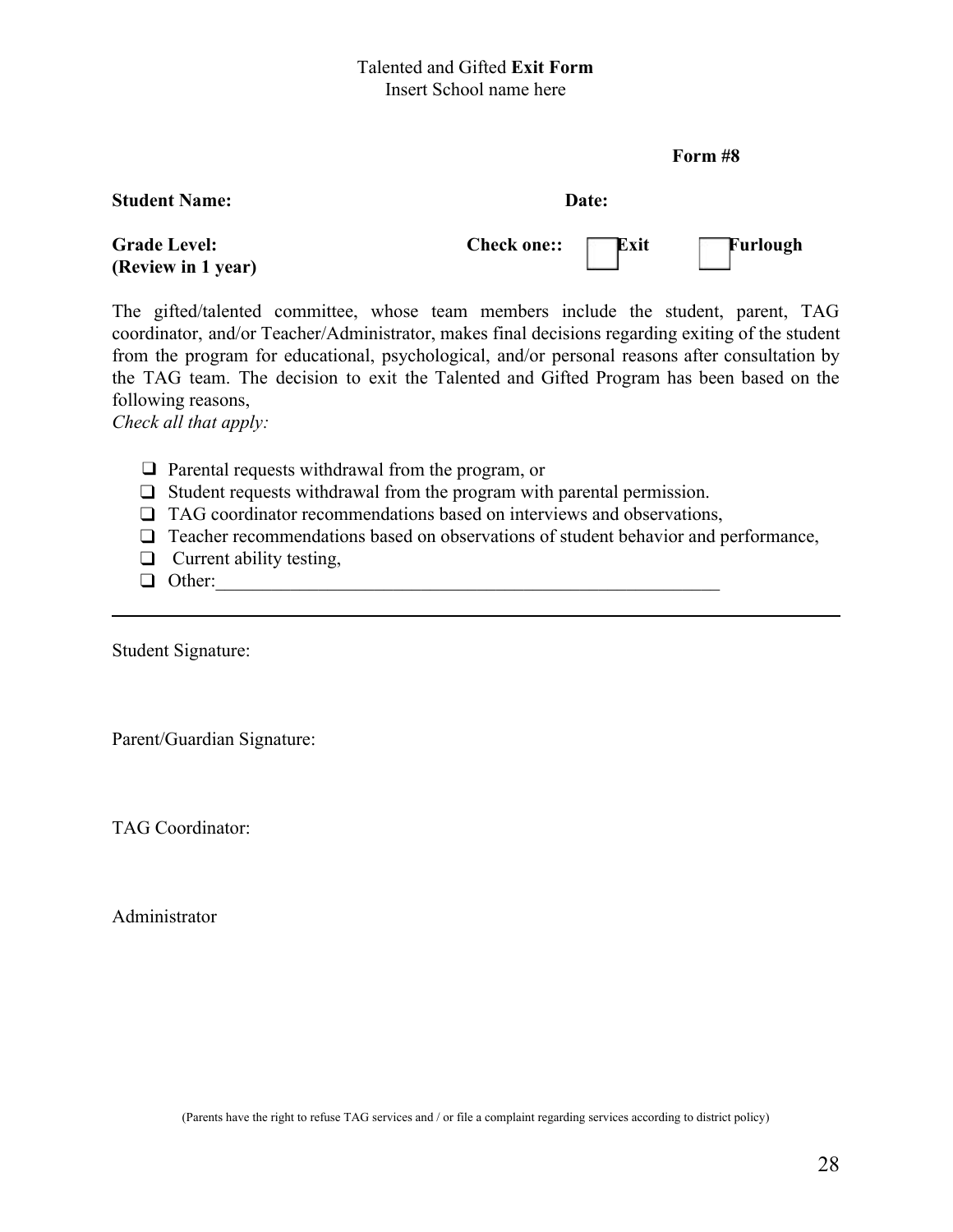Talented and Gifted **Exit Form**
Insert School name here

**Form #8**

**Student Name:** **Date:**

**Grade Level:** **Check one::** ☐ **Exit** ☐ **Furlough**
**(Review in 1 year)**

The gifted/talented committee, whose team members include the student, parent, TAG coordinator, and/or Teacher/Administrator, makes final decisions regarding exiting of the student from the program for educational, psychological, and/or personal reasons after consultation by the TAG team. The decision to exit the Talented and Gifted Program has been based on the following reasons,
*Check all that apply:*

- ❑ Parental requests withdrawal from the program, or
- ❑ Student requests withdrawal from the program with parental permission.
- ❑ TAG coordinator recommendations based on interviews and observations,
- ❑ Teacher recommendations based on observations of student behavior and performance,
- ❑ Current ability testing,
- ❑ Other:_______________________________________________________

---

Student Signature:

Parent/Guardian Signature:

TAG Coordinator:

Administrator

(Parents have the right to refuse TAG services and / or file a complaint regarding services according to district policy)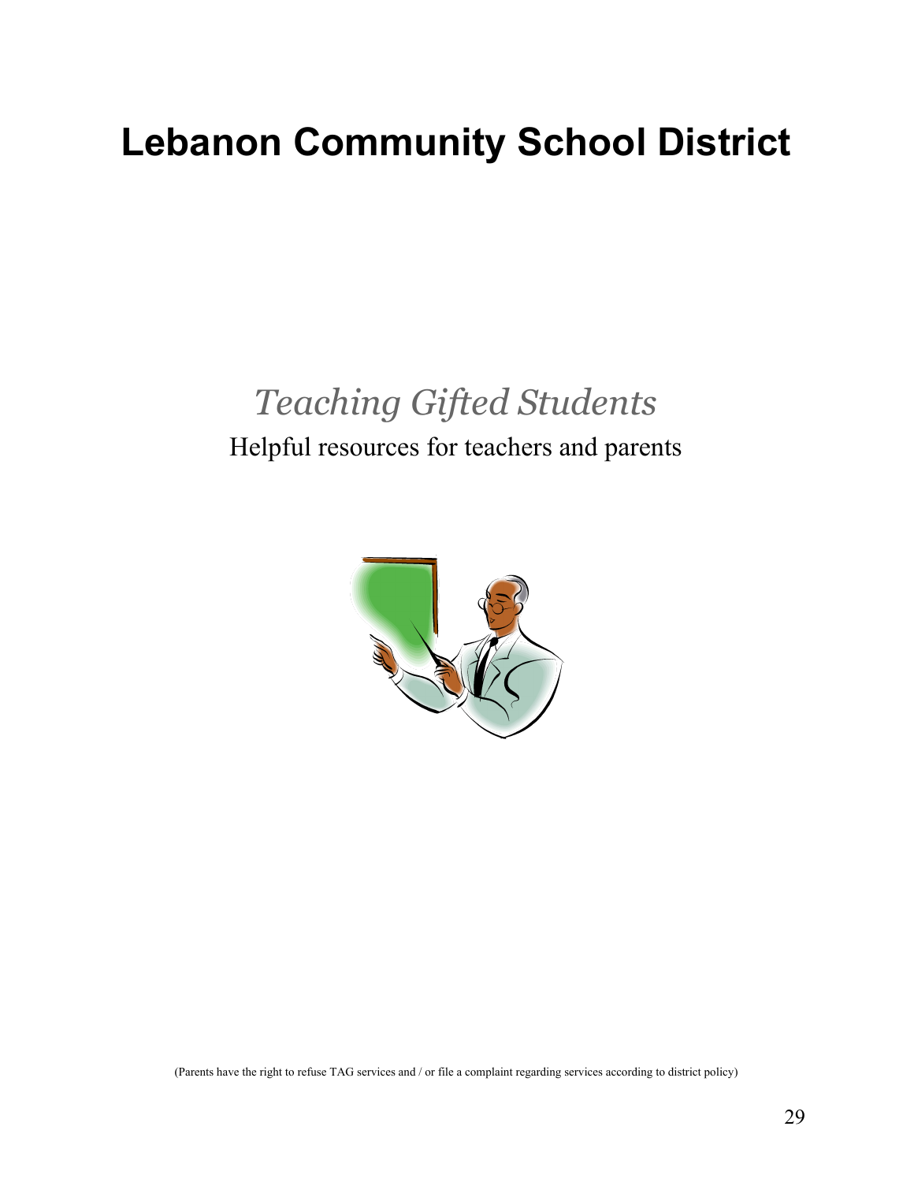# Lebanon Community School District

## *Teaching Gifted Students*

Helpful resources for teachers and parents

(Parents have the right to refuse TAG services and / or file a complaint regarding services according to district policy)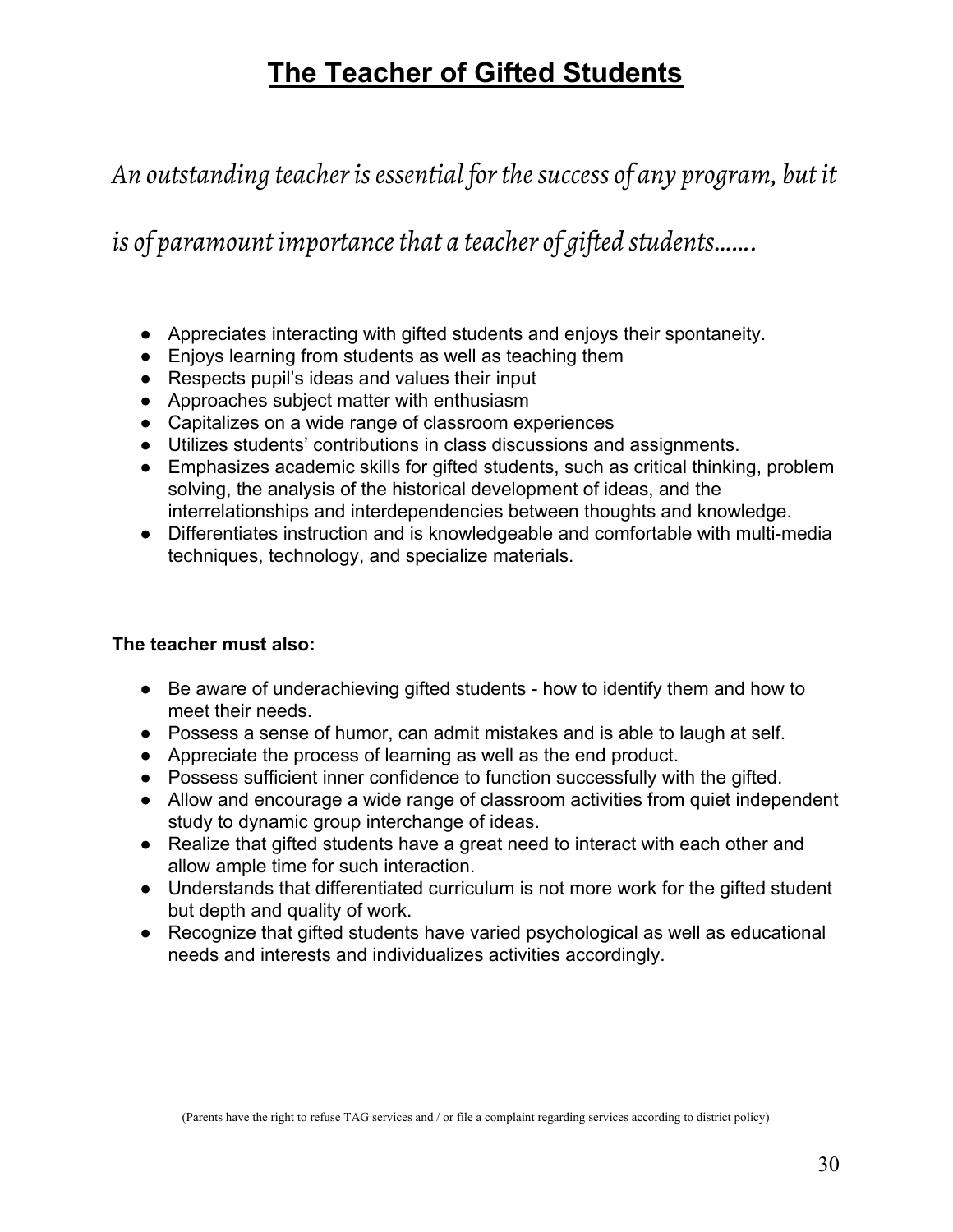# The Teacher of Gifted Students

*An outstanding teacher is essential for the success of any program, but it is of paramount importance that a teacher of gifted students.......*

- Appreciates interacting with gifted students and enjoys their spontaneity.
- Enjoys learning from students as well as teaching them
- Respects pupil's ideas and values their input
- Approaches subject matter with enthusiasm
- Capitalizes on a wide range of classroom experiences
- Utilizes students' contributions in class discussions and assignments.
- Emphasizes academic skills for gifted students, such as critical thinking, problem solving, the analysis of the historical development of ideas, and the interrelationships and interdependencies between thoughts and knowledge.
- Differentiates instruction and is knowledgeable and comfortable with multi-media techniques, technology, and specialize materials.

**The teacher must also:**

- Be aware of underachieving gifted students - how to identify them and how to meet their needs.
- Possess a sense of humor, can admit mistakes and is able to laugh at self.
- Appreciate the process of learning as well as the end product.
- Possess sufficient inner confidence to function successfully with the gifted.
- Allow and encourage a wide range of classroom activities from quiet independent study to dynamic group interchange of ideas.
- Realize that gifted students have a great need to interact with each other and allow ample time for such interaction.
- Understands that differentiated curriculum is not more work for the gifted student but depth and quality of work.
- Recognize that gifted students have varied psychological as well as educational needs and interests and individualizes activities accordingly.

(Parents have the right to refuse TAG services and / or file a complaint regarding services according to district policy)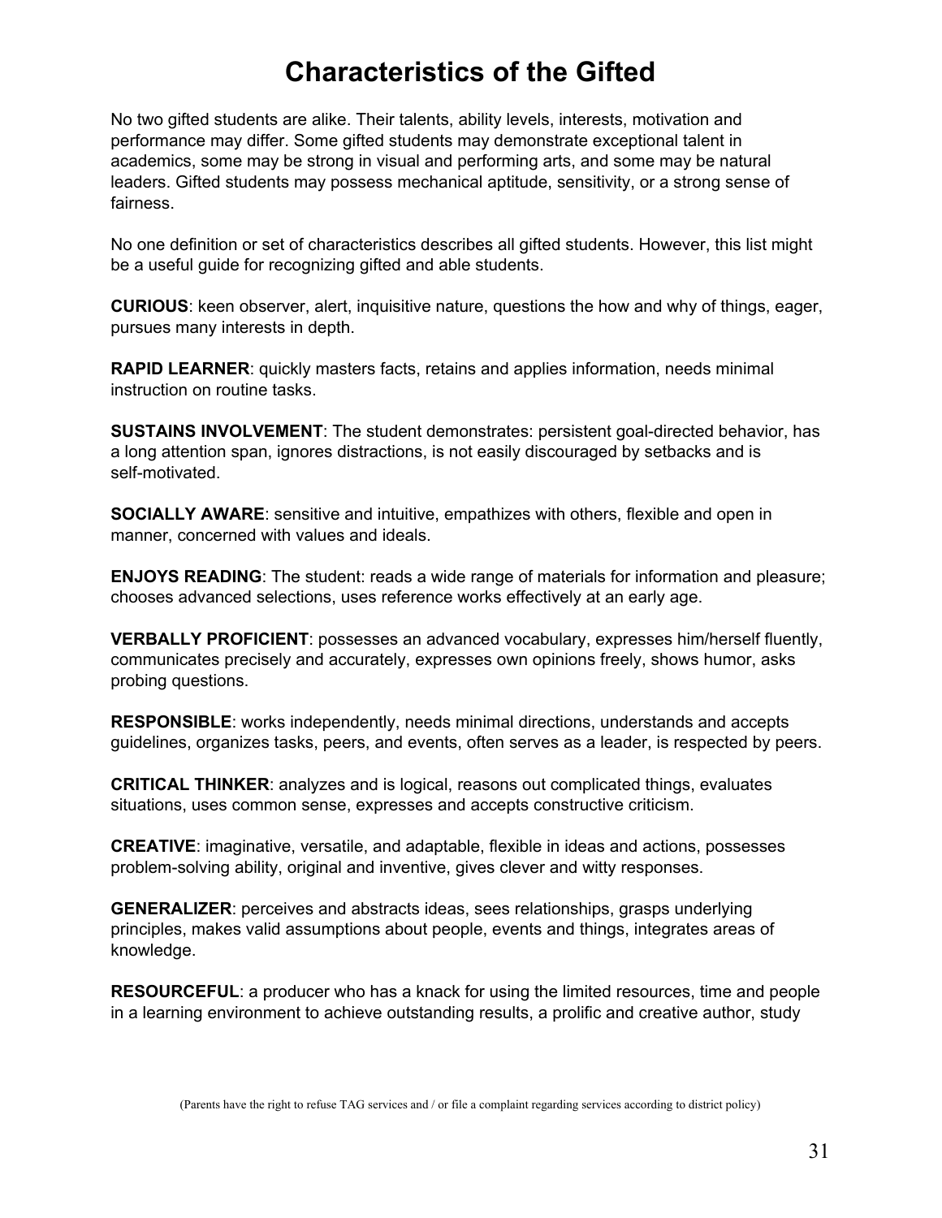# Characteristics of the Gifted

No two gifted students are alike. Their talents, ability levels, interests, motivation and performance may differ. Some gifted students may demonstrate exceptional talent in academics, some may be strong in visual and performing arts, and some may be natural leaders. Gifted students may possess mechanical aptitude, sensitivity, or a strong sense of fairness.

No one definition or set of characteristics describes all gifted students. However, this list might be a useful guide for recognizing gifted and able students.

**CURIOUS**: keen observer, alert, inquisitive nature, questions the how and why of things, eager, pursues many interests in depth.

**RAPID LEARNER**: quickly masters facts, retains and applies information, needs minimal instruction on routine tasks.

**SUSTAINS INVOLVEMENT**: The student demonstrates: persistent goal-directed behavior, has a long attention span, ignores distractions, is not easily discouraged by setbacks and is self-motivated.

**SOCIALLY AWARE**: sensitive and intuitive, empathizes with others, flexible and open in manner, concerned with values and ideals.

**ENJOYS READING**: The student: reads a wide range of materials for information and pleasure; chooses advanced selections, uses reference works effectively at an early age.

**VERBALLY PROFICIENT**: possesses an advanced vocabulary, expresses him/herself fluently, communicates precisely and accurately, expresses own opinions freely, shows humor, asks probing questions.

**RESPONSIBLE**: works independently, needs minimal directions, understands and accepts guidelines, organizes tasks, peers, and events, often serves as a leader, is respected by peers.

**CRITICAL THINKER**: analyzes and is logical, reasons out complicated things, evaluates situations, uses common sense, expresses and accepts constructive criticism.

**CREATIVE**: imaginative, versatile, and adaptable, flexible in ideas and actions, possesses problem-solving ability, original and inventive, gives clever and witty responses.

**GENERALIZER**: perceives and abstracts ideas, sees relationships, grasps underlying principles, makes valid assumptions about people, events and things, integrates areas of knowledge.

**RESOURCEFUL**: a producer who has a knack for using the limited resources, time and people in a learning environment to achieve outstanding results, a prolific and creative author, study

(Parents have the right to refuse TAG services and / or file a complaint regarding services according to district policy)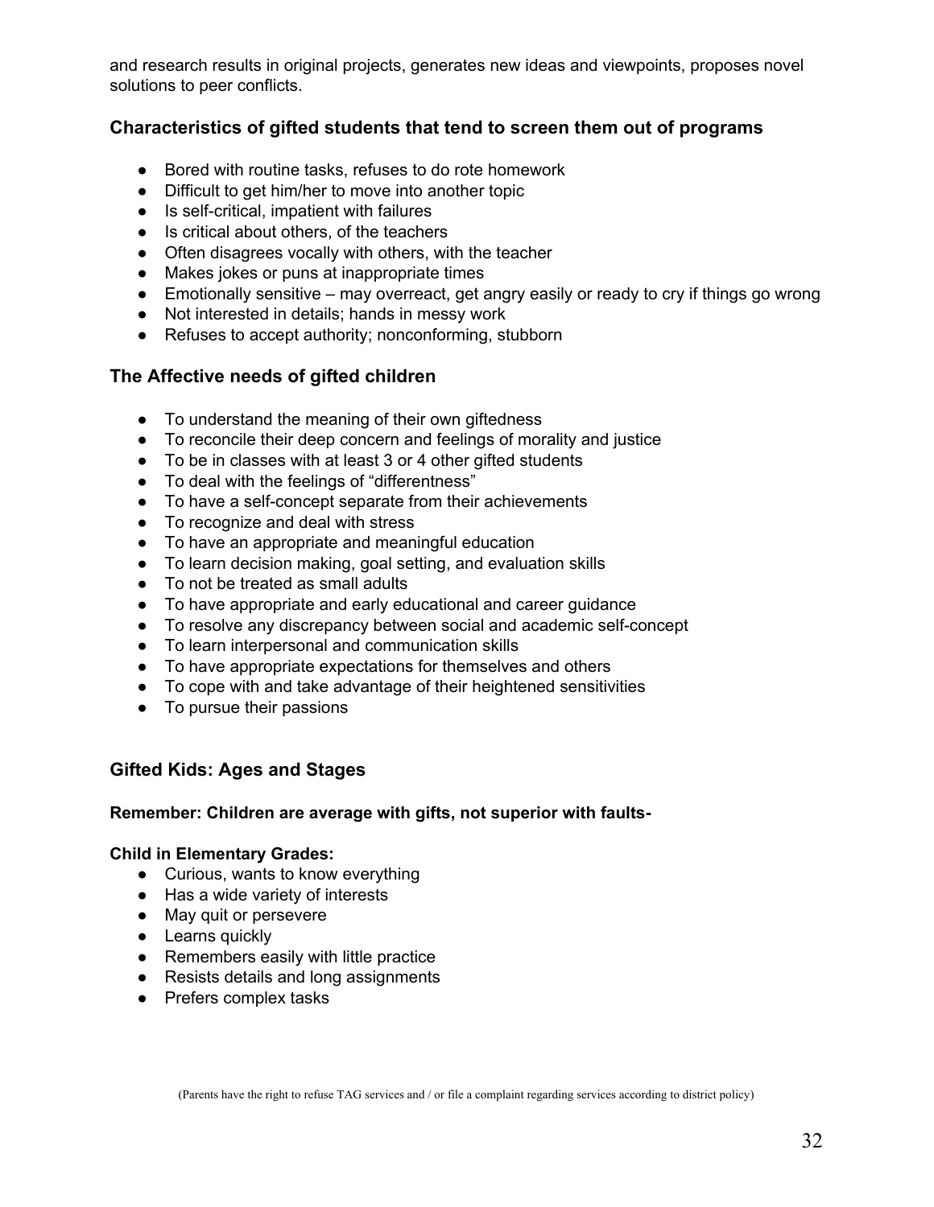and research results in original projects, generates new ideas and viewpoints, proposes novel solutions to peer conflicts.

### Characteristics of gifted students that tend to screen them out of programs

- Bored with routine tasks, refuses to do rote homework
- Difficult to get him/her to move into another topic
- Is self-critical, impatient with failures
- Is critical about others, of the teachers
- Often disagrees vocally with others, with the teacher
- Makes jokes or puns at inappropriate times
- Emotionally sensitive – may overreact, get angry easily or ready to cry if things go wrong
- Not interested in details; hands in messy work
- Refuses to accept authority; nonconforming, stubborn

### The Affective needs of gifted children

- To understand the meaning of their own giftedness
- To reconcile their deep concern and feelings of morality and justice
- To be in classes with at least 3 or 4 other gifted students
- To deal with the feelings of "differentness"
- To have a self-concept separate from their achievements
- To recognize and deal with stress
- To have an appropriate and meaningful education
- To learn decision making, goal setting, and evaluation skills
- To not be treated as small adults
- To have appropriate and early educational and career guidance
- To resolve any discrepancy between social and academic self-concept
- To learn interpersonal and communication skills
- To have appropriate expectations for themselves and others
- To cope with and take advantage of their heightened sensitivities
- To pursue their passions

### Gifted Kids: Ages and Stages

**Remember: Children are average with gifts, not superior with faults-**

**Child in Elementary Grades:**

- Curious, wants to know everything
- Has a wide variety of interests
- May quit or persevere
- Learns quickly
- Remembers easily with little practice
- Resists details and long assignments
- Prefers complex tasks

(Parents have the right to refuse TAG services and / or file a complaint regarding services according to district policy)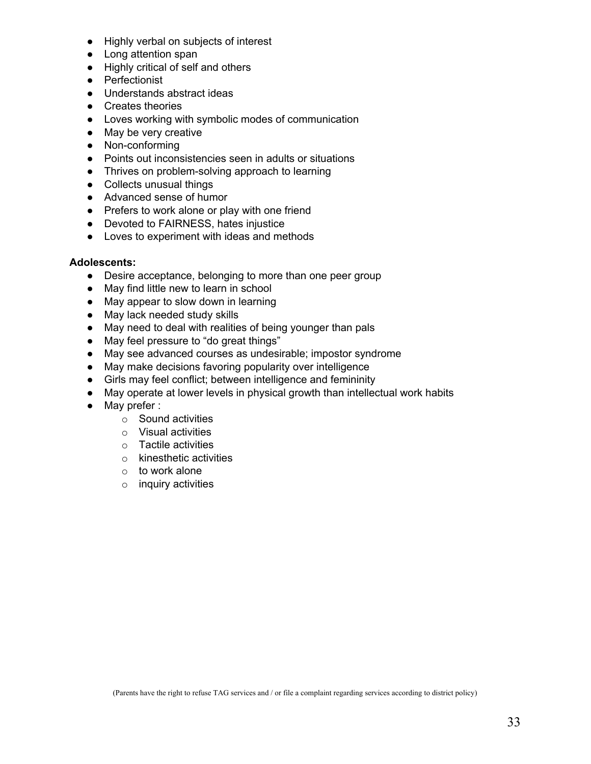- Highly verbal on subjects of interest
- Long attention span
- Highly critical of self and others
- Perfectionist
- Understands abstract ideas
- Creates theories
- Loves working with symbolic modes of communication
- May be very creative
- Non-conforming
- Points out inconsistencies seen in adults or situations
- Thrives on problem-solving approach to learning
- Collects unusual things
- Advanced sense of humor
- Prefers to work alone or play with one friend
- Devoted to FAIRNESS, hates injustice
- Loves to experiment with ideas and methods

**Adolescents:**

- Desire acceptance, belonging to more than one peer group
- May find little new to learn in school
- May appear to slow down in learning
- May lack needed study skills
- May need to deal with realities of being younger than pals
- May feel pressure to "do great things"
- May see advanced courses as undesirable; impostor syndrome
- May make decisions favoring popularity over intelligence
- Girls may feel conflict; between intelligence and femininity
- May operate at lower levels in physical growth than intellectual work habits
- May prefer :
    - Sound activities
    - Visual activities
    - Tactile activities
    - kinesthetic activities
    - to work alone
    - inquiry activities

(Parents have the right to refuse TAG services and / or file a complaint regarding services according to district policy)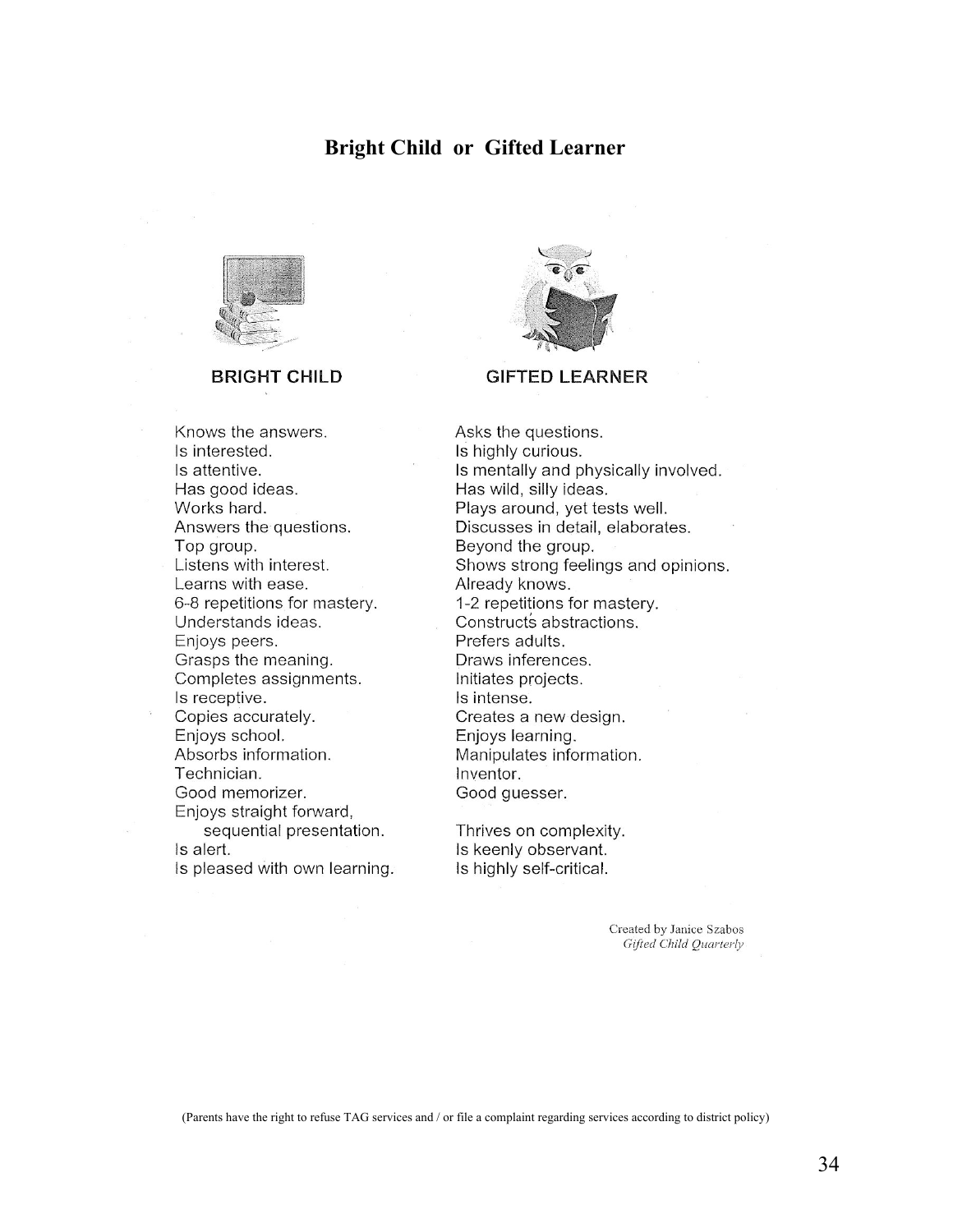# Bright Child or Gifted Learner

| BRIGHT CHILD | GIFTED LEARNER |
| --- | --- |
| Knows the answers. | Asks the questions. |
| Is interested. | Is highly curious. |
| Is attentive. | Is mentally and physically involved. |
| Has good ideas. | Has wild, silly ideas. |
| Works hard. | Plays around, yet tests well. |
| Answers the questions. | Discusses in detail, elaborates. |
| Top group. | Beyond the group. |
| Listens with interest. | Shows strong feelings and opinions. |
| Learns with ease. | Already knows. |
| 6-8 repetitions for mastery. | 1-2 repetitions for mastery. |
| Understands ideas. | Constructs abstractions. |
| Enjoys peers. | Prefers adults. |
| Grasps the meaning. | Draws inferences. |
| Completes assignments. | Initiates projects. |
| Is receptive. | Is intense. |
| Copies accurately. | Creates a new design. |
| Enjoys school. | Enjoys learning. |
| Absorbs information. | Manipulates information. |
| Technician. | Inventor. |
| Good memorizer. | Good guesser. |
| Enjoys straight forward, sequential presentation. | Thrives on complexity. |
| Is alert. | Is keenly observant. |
| Is pleased with own learning. | Is highly self-critical. |

Created by Janice Szabos
*Gifted Child Quarterly*

(Parents have the right to refuse TAG services and / or file a complaint regarding services according to district policy)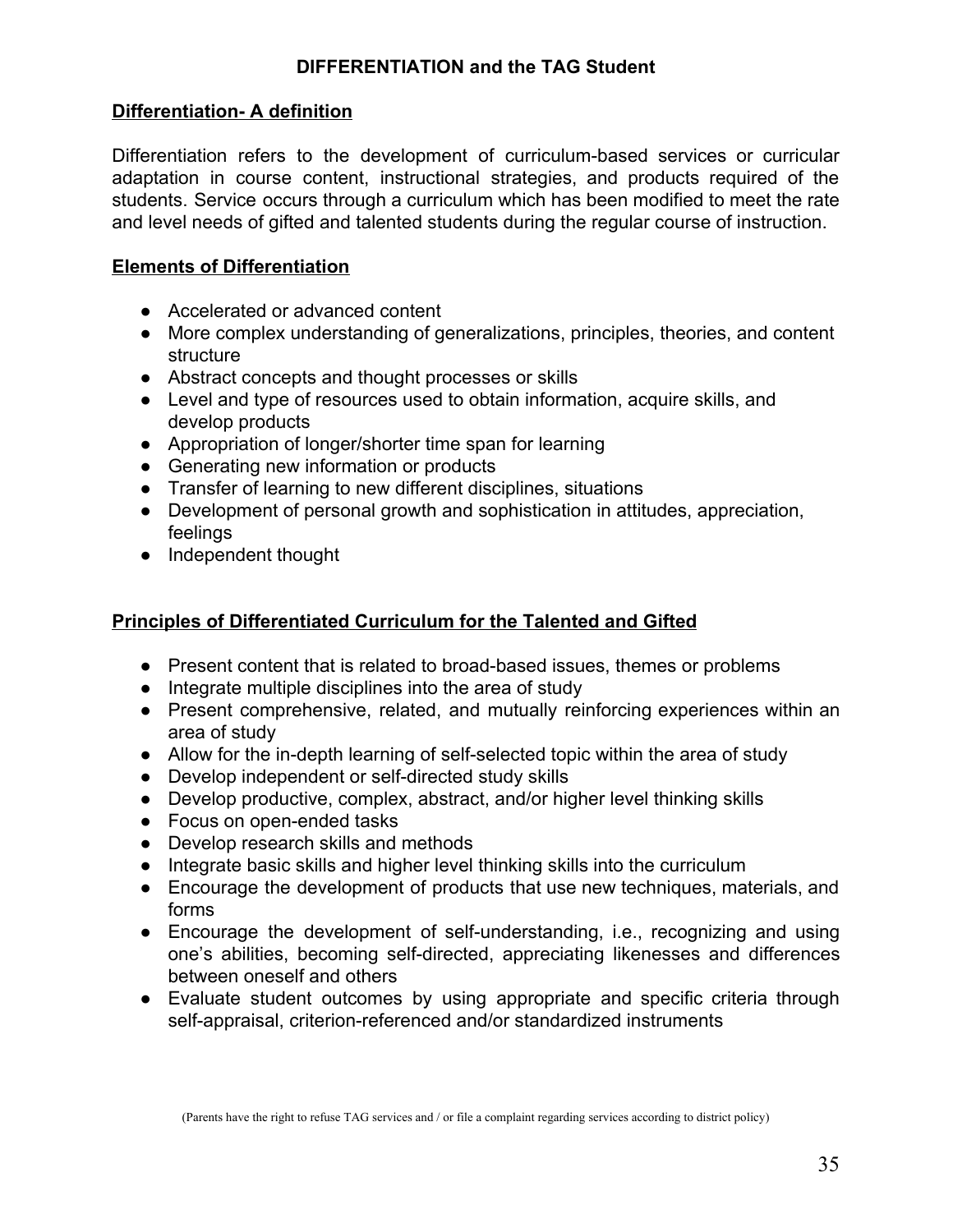# DIFFERENTIATION and the TAG Student

## Differentiation- A definition

Differentiation refers to the development of curriculum-based services or curricular adaptation in course content, instructional strategies, and products required of the students. Service occurs through a curriculum which has been modified to meet the rate and level needs of gifted and talented students during the regular course of instruction.

## Elements of Differentiation

- Accelerated or advanced content
- More complex understanding of generalizations, principles, theories, and content structure
- Abstract concepts and thought processes or skills
- Level and type of resources used to obtain information, acquire skills, and develop products
- Appropriation of longer/shorter time span for learning
- Generating new information or products
- Transfer of learning to new different disciplines, situations
- Development of personal growth and sophistication in attitudes, appreciation, feelings
- Independent thought

## Principles of Differentiated Curriculum for the Talented and Gifted

- Present content that is related to broad-based issues, themes or problems
- Integrate multiple disciplines into the area of study
- Present comprehensive, related, and mutually reinforcing experiences within an area of study
- Allow for the in-depth learning of self-selected topic within the area of study
- Develop independent or self-directed study skills
- Develop productive, complex, abstract, and/or higher level thinking skills
- Focus on open-ended tasks
- Develop research skills and methods
- Integrate basic skills and higher level thinking skills into the curriculum
- Encourage the development of products that use new techniques, materials, and forms
- Encourage the development of self-understanding, i.e., recognizing and using one's abilities, becoming self-directed, appreciating likenesses and differences between oneself and others
- Evaluate student outcomes by using appropriate and specific criteria through self-appraisal, criterion-referenced and/or standardized instruments

(Parents have the right to refuse TAG services and / or file a complaint regarding services according to district policy)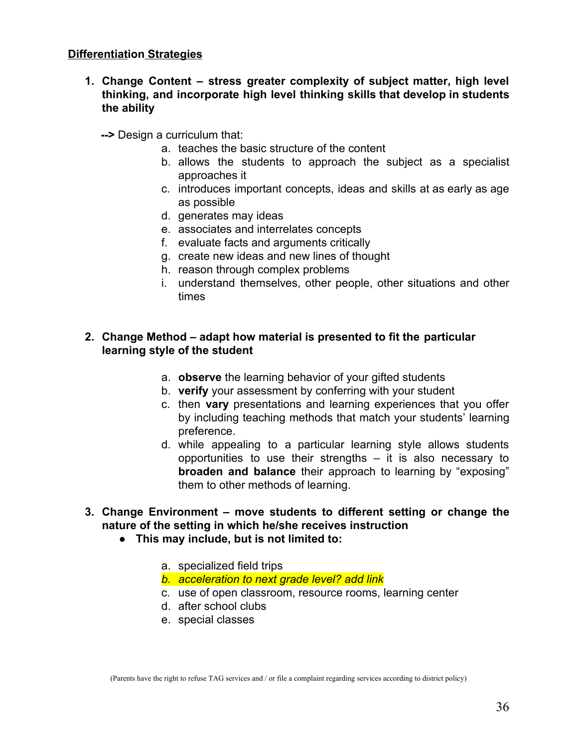## **Differentiation Strategies**

1. **Change Content – stress greater complexity of subject matter, high level thinking, and incorporate high level thinking skills that develop in students the ability**

   **-->** Design a curriculum that:

   a. teaches the basic structure of the content
   b. allows the students to approach the subject as a specialist approaches it
   c. introduces important concepts, ideas and skills at as early as age as possible
   d. generates may ideas
   e. associates and interrelates concepts
   f. evaluate facts and arguments critically
   g. create new ideas and new lines of thought
   h. reason through complex problems
   i. understand themselves, other people, other situations and other times

2. **Change Method – adapt how material is presented to fit the particular learning style of the student**

   a. **observe** the learning behavior of your gifted students
   b. **verify** your assessment by conferring with your student
   c. then **vary** presentations and learning experiences that you offer by including teaching methods that match your students' learning preference.
   d. while appealing to a particular learning style allows students opportunities to use their strengths – it is also necessary to **broaden and balance** their approach to learning by "exposing" them to other methods of learning.

3. **Change Environment – move students to different setting or change the nature of the setting in which he/she receives instruction**
   - **This may include, but is not limited to:**

   a. specialized field trips
   *b. acceleration to next grade level? add link*
   c. use of open classroom, resource rooms, learning center
   d. after school clubs
   e. special classes

(Parents have the right to refuse TAG services and / or file a complaint regarding services according to district policy)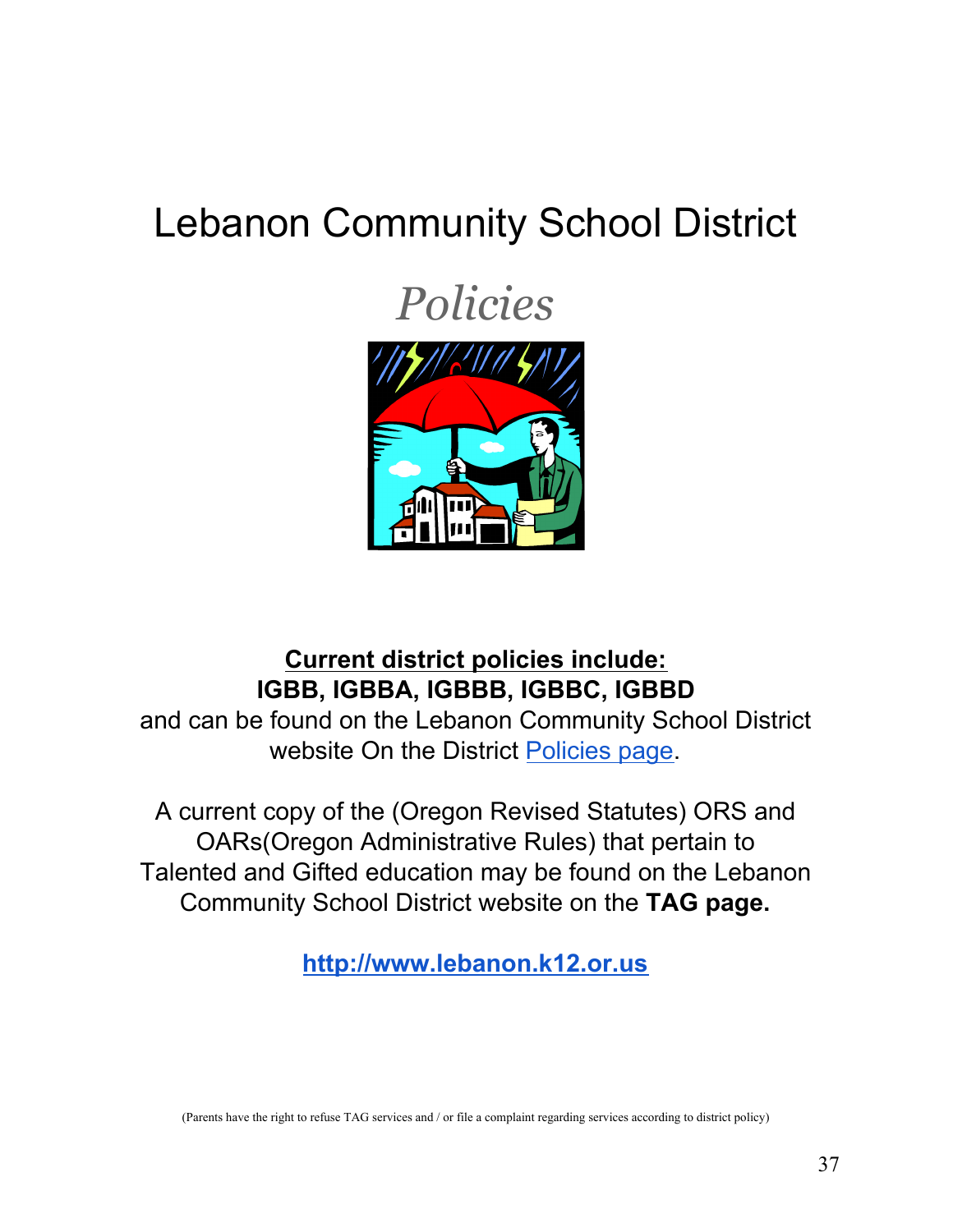# Lebanon Community School District

## *Policies*

**Current district policies include:**
**IGBB, IGBBA, IGBBB, IGBBC, IGBBD**
and can be found on the Lebanon Community School District website On the District Policies page.

A current copy of the (Oregon Revised Statutes) ORS and OARs(Oregon Administrative Rules) that pertain to Talented and Gifted education may be found on the Lebanon Community School District website on the **TAG page.**

**http://www.lebanon.k12.or.us**

(Parents have the right to refuse TAG services and / or file a complaint regarding services according to district policy)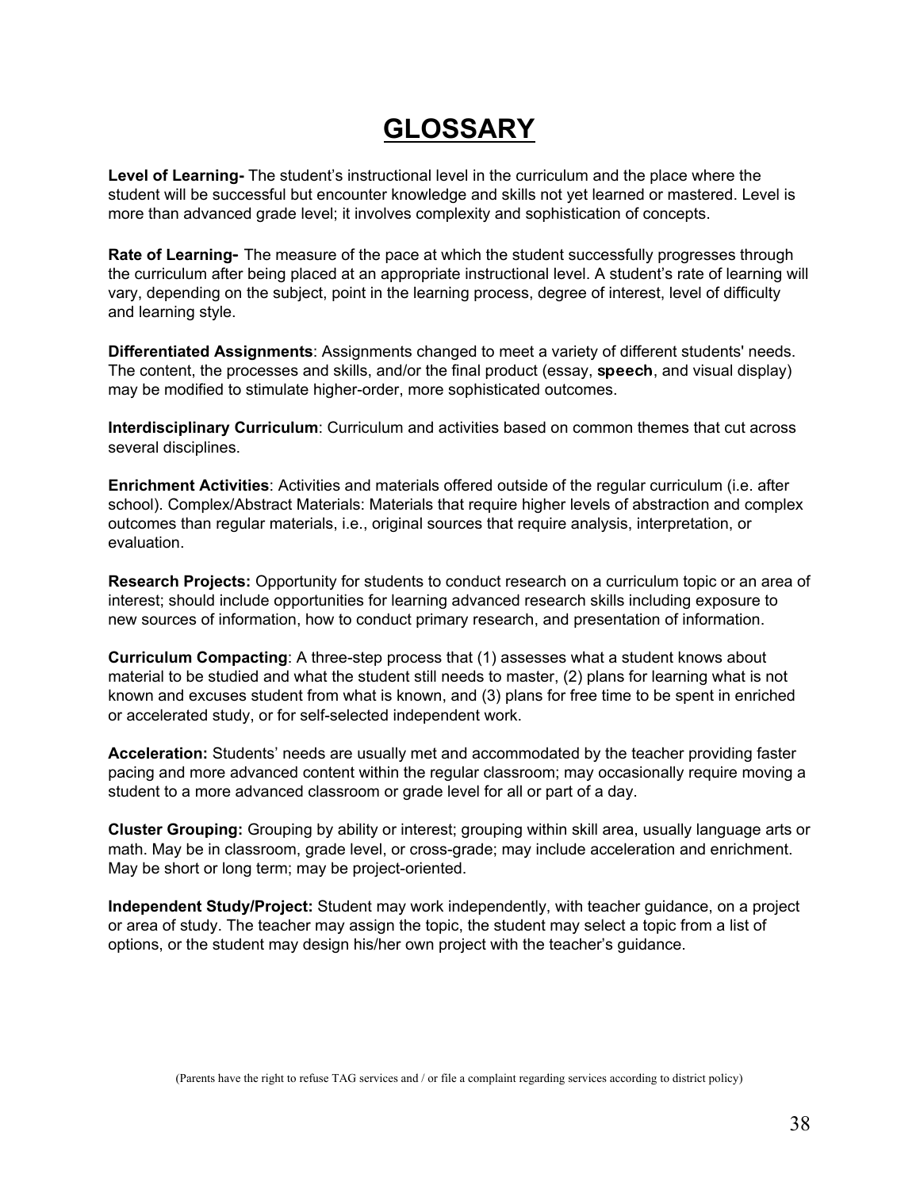# GLOSSARY

**Level of Learning-** The student's instructional level in the curriculum and the place where the student will be successful but encounter knowledge and skills not yet learned or mastered. Level is more than advanced grade level; it involves complexity and sophistication of concepts.

**Rate of Learning-** The measure of the pace at which the student successfully progresses through the curriculum after being placed at an appropriate instructional level. A student's rate of learning will vary, depending on the subject, point in the learning process, degree of interest, level of difficulty and learning style.

**Differentiated Assignments**: Assignments changed to meet a variety of different students' needs. The content, the processes and skills, and/or the final product (essay, **speech**, and visual display) may be modified to stimulate higher-order, more sophisticated outcomes.

**Interdisciplinary Curriculum**: Curriculum and activities based on common themes that cut across several disciplines.

**Enrichment Activities**: Activities and materials offered outside of the regular curriculum (i.e. after school). Complex/Abstract Materials: Materials that require higher levels of abstraction and complex outcomes than regular materials, i.e., original sources that require analysis, interpretation, or evaluation.

**Research Projects:** Opportunity for students to conduct research on a curriculum topic or an area of interest; should include opportunities for learning advanced research skills including exposure to new sources of information, how to conduct primary research, and presentation of information.

**Curriculum Compacting**: A three-step process that (1) assesses what a student knows about material to be studied and what the student still needs to master, (2) plans for learning what is not known and excuses student from what is known, and (3) plans for free time to be spent in enriched or accelerated study, or for self-selected independent work.

**Acceleration:** Students' needs are usually met and accommodated by the teacher providing faster pacing and more advanced content within the regular classroom; may occasionally require moving a student to a more advanced classroom or grade level for all or part of a day.

**Cluster Grouping:** Grouping by ability or interest; grouping within skill area, usually language arts or math. May be in classroom, grade level, or cross-grade; may include acceleration and enrichment. May be short or long term; may be project-oriented.

**Independent Study/Project:** Student may work independently, with teacher guidance, on a project or area of study. The teacher may assign the topic, the student may select a topic from a list of options, or the student may design his/her own project with the teacher's guidance.

(Parents have the right to refuse TAG services and / or file a complaint regarding services according to district policy)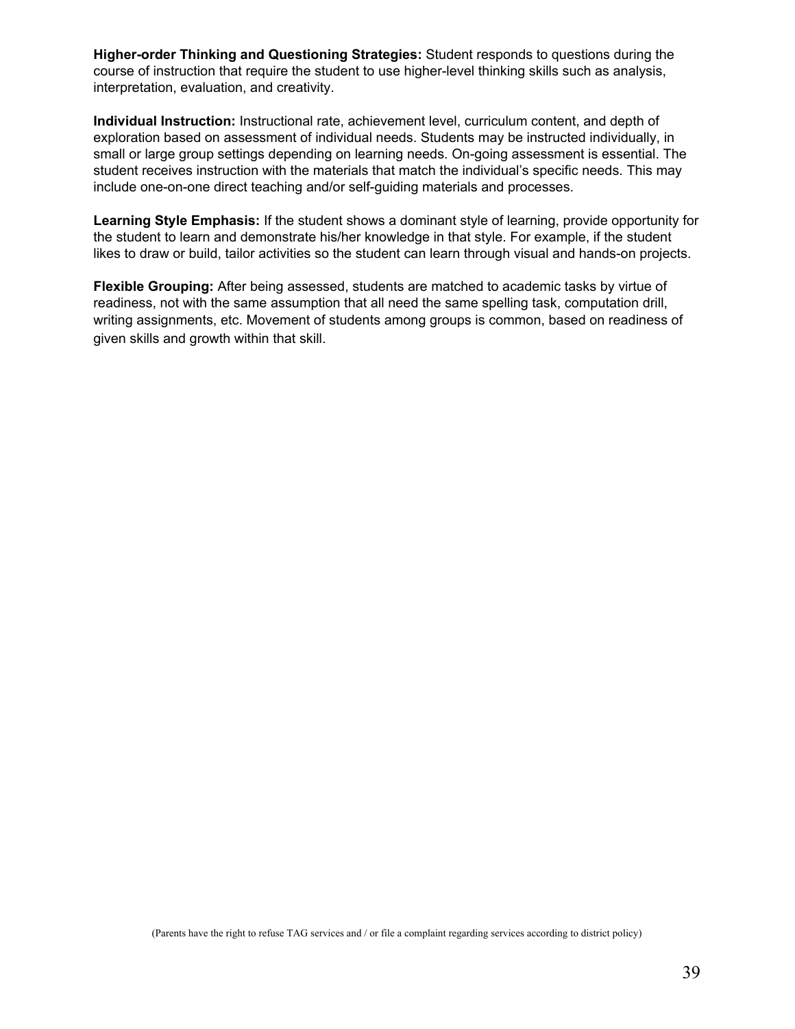**Higher-order Thinking and Questioning Strategies:** Student responds to questions during the course of instruction that require the student to use higher-level thinking skills such as analysis, interpretation, evaluation, and creativity.

**Individual Instruction:** Instructional rate, achievement level, curriculum content, and depth of exploration based on assessment of individual needs. Students may be instructed individually, in small or large group settings depending on learning needs. On-going assessment is essential. The student receives instruction with the materials that match the individual's specific needs. This may include one-on-one direct teaching and/or self-guiding materials and processes.

**Learning Style Emphasis:** If the student shows a dominant style of learning, provide opportunity for the student to learn and demonstrate his/her knowledge in that style. For example, if the student likes to draw or build, tailor activities so the student can learn through visual and hands-on projects.

**Flexible Grouping:** After being assessed, students are matched to academic tasks by virtue of readiness, not with the same assumption that all need the same spelling task, computation drill, writing assignments, etc. Movement of students among groups is common, based on readiness of given skills and growth within that skill.

(Parents have the right to refuse TAG services and / or file a complaint regarding services according to district policy)